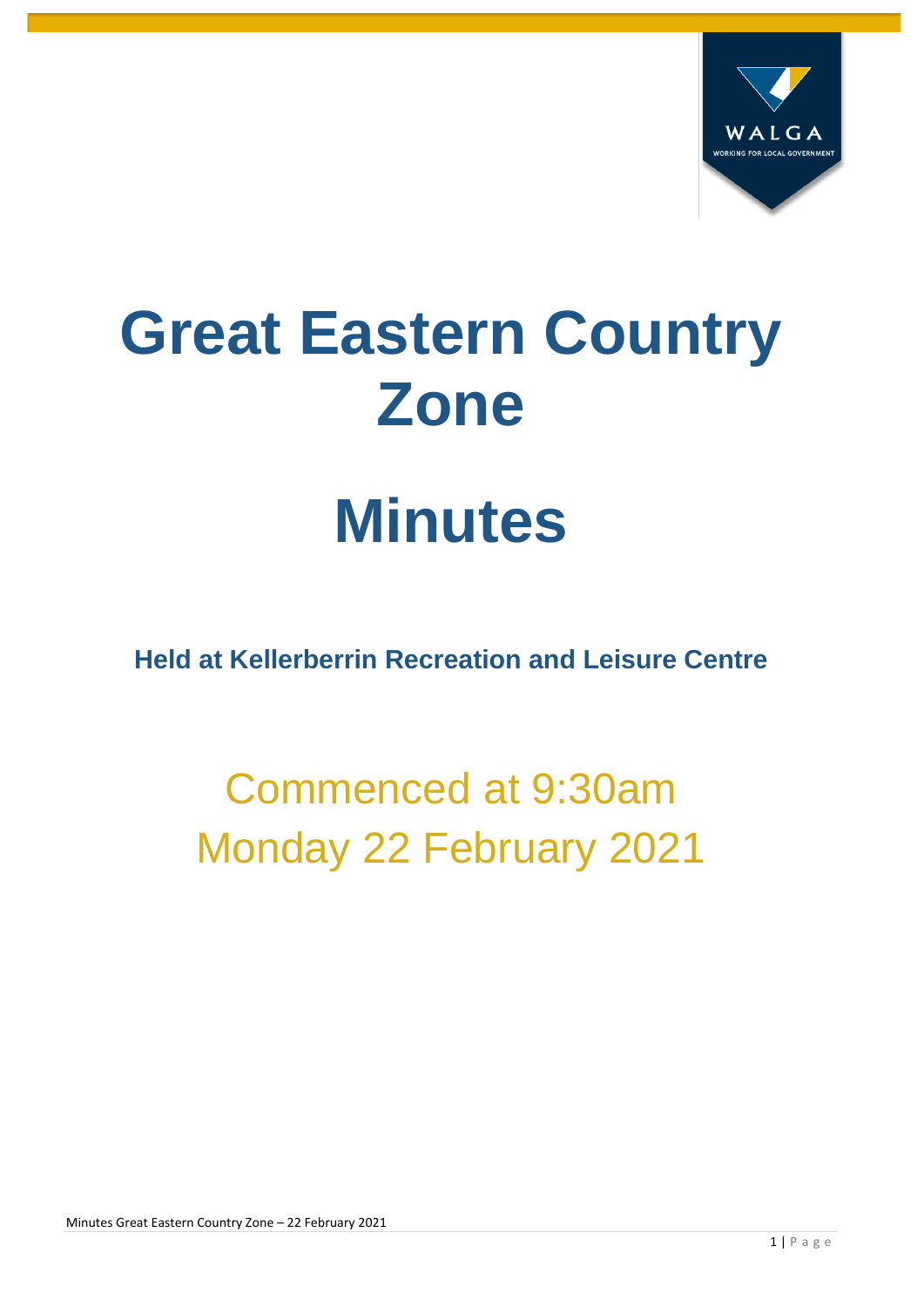# Great Eastern Country Zone

# Minutes

**Held at Kellerberrin Recreation and Leisure Centre**

Commenced at 9:30am
Monday 22 February 2021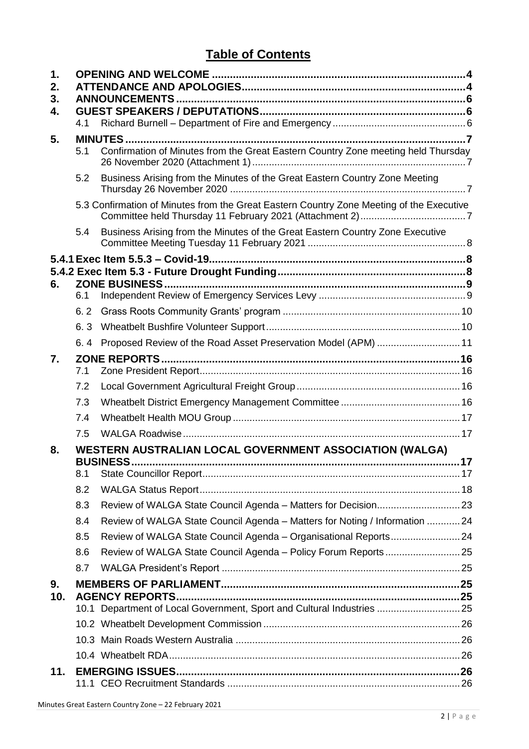# Table of Contents

**1. OPENING AND WELCOME** ..... 4

**2. ATTENDANCE AND APOLOGIES** ..... 4

**3. ANNOUNCEMENTS** ..... 6

**4. GUEST SPEAKERS / DEPUTATIONS** ..... 6

- 4.1 Richard Burnell – Department of Fire and Emergency ..... 6

**5. MINUTES** ..... 7

- 5.1 Confirmation of Minutes from the Great Eastern Country Zone meeting held Thursday 26 November 2020 (Attachment 1) ..... 7
- 5.2 Business Arising from the Minutes of the Great Eastern Country Zone Meeting Thursday 26 November 2020 ..... 7
- 5.3 Confirmation of Minutes from the Great Eastern Country Zone Meeting of the Executive Committee held Thursday 11 February 2021 (Attachment 2) ..... 7
- 5.4 Business Arising from the Minutes of the Great Eastern Country Zone Executive Committee Meeting Tuesday 11 February 2021 ..... 8

**5.4.1 Exec Item 5.5.3 – Covid-19** ..... 8

**5.4.2 Exec Item 5.3 - Future Drought Funding** ..... 8

**6. ZONE BUSINESS** ..... 9

- 6.1 Independent Review of Emergency Services Levy ..... 9
- 6. 2 Grass Roots Community Grants' program ..... 10
- 6. 3 Wheatbelt Bushfire Volunteer Support ..... 10
- 6. 4 Proposed Review of the Road Asset Preservation Model (APM) ..... 11

**7. ZONE REPORTS** ..... 16

- 7.1 Zone President Report ..... 16
- 7.2 Local Government Agricultural Freight Group ..... 16
- 7.3 Wheatbelt District Emergency Management Committee ..... 16
- 7.4 Wheatbelt Health MOU Group ..... 17
- 7.5 WALGA Roadwise ..... 17

**8. WESTERN AUSTRALIAN LOCAL GOVERNMENT ASSOCIATION (WALGA) BUSINESS** ..... 17

- 8.1 State Councillor Report ..... 17
- 8.2 WALGA Status Report ..... 18
- 8.3 Review of WALGA State Council Agenda – Matters for Decision ..... 23
- 8.4 Review of WALGA State Council Agenda – Matters for Noting / Information ..... 24
- 8.5 Review of WALGA State Council Agenda – Organisational Reports ..... 24
- 8.6 Review of WALGA State Council Agenda – Policy Forum Reports ..... 25
- 8.7 WALGA President's Report ..... 25

**9. MEMBERS OF PARLIAMENT** ..... 25

**10. AGENCY REPORTS** ..... 25

- 10.1 Department of Local Government, Sport and Cultural Industries ..... 25
- 10.2 Wheatbelt Development Commission ..... 26
- 10.3 Main Roads Western Australia ..... 26
- 10.4 Wheatbelt RDA ..... 26

**11. EMERGING ISSUES** ..... 26

- 11.1 CEO Recruitment Standards ..... 26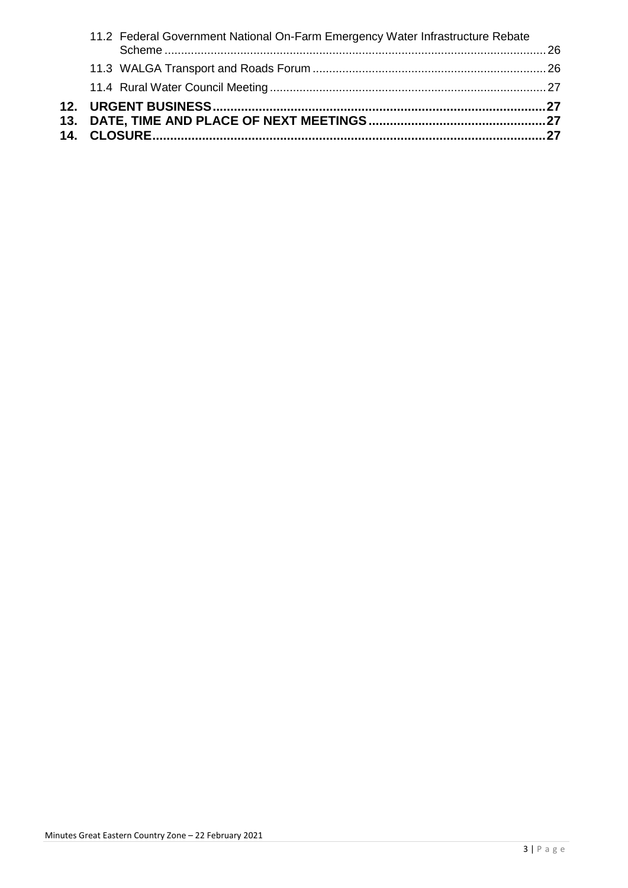11.2 Federal Government National On-Farm Emergency Water Infrastructure Rebate Scheme .......... 26

11.3 WALGA Transport and Roads Forum .......... 26

11.4 Rural Water Council Meeting .......... 27

**12. URGENT BUSINESS .......... 27**

**13. DATE, TIME AND PLACE OF NEXT MEETINGS .......... 27**

**14. CLOSURE .......... 27**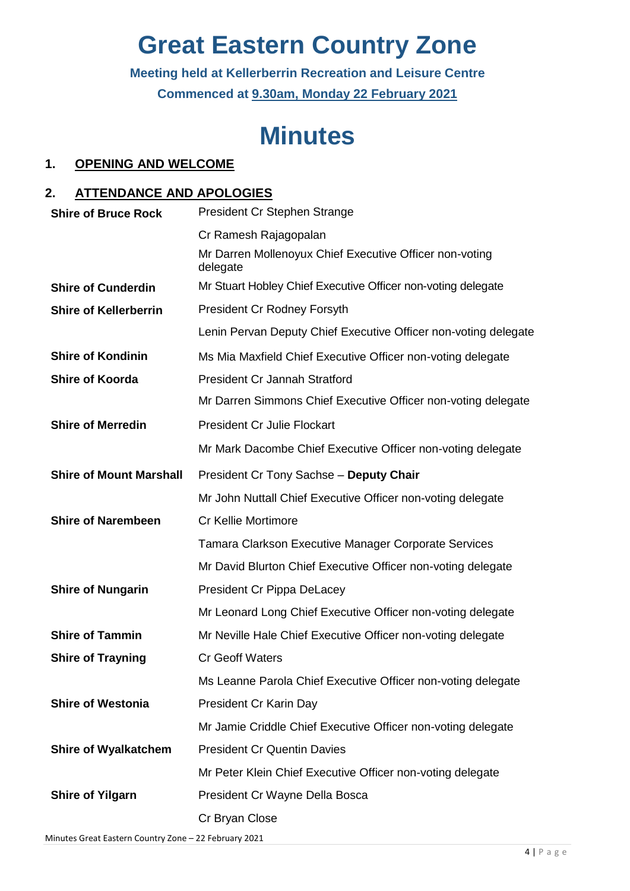# Great Eastern Country Zone

**Meeting held at Kellerberrin Recreation and Leisure Centre**

**Commenced at 9.30am, Monday 22 February 2021**

# Minutes

## 1. OPENING AND WELCOME

## 2. ATTENDANCE AND APOLOGIES

| | |
|---|---|
| **Shire of Bruce Rock** | President Cr Stephen Strange |
| | Cr Ramesh Rajagopalan |
| | Mr Darren Mollenoyux Chief Executive Officer non-voting delegate |
| **Shire of Cunderdin** | Mr Stuart Hobley Chief Executive Officer non-voting delegate |
| **Shire of Kellerberrin** | President Cr Rodney Forsyth |
| | Lenin Pervan Deputy Chief Executive Officer non-voting delegate |
| **Shire of Kondinin** | Ms Mia Maxfield Chief Executive Officer non-voting delegate |
| **Shire of Koorda** | President Cr Jannah Stratford |
| | Mr Darren Simmons Chief Executive Officer non-voting delegate |
| **Shire of Merredin** | President Cr Julie Flockart |
| | Mr Mark Dacombe Chief Executive Officer non-voting delegate |
| **Shire of Mount Marshall** | President Cr Tony Sachse – **Deputy Chair** |
| | Mr John Nuttall Chief Executive Officer non-voting delegate |
| **Shire of Narembeen** | Cr Kellie Mortimore |
| | Tamara Clarkson Executive Manager Corporate Services |
| | Mr David Blurton Chief Executive Officer non-voting delegate |
| **Shire of Nungarin** | President Cr Pippa DeLacey |
| | Mr Leonard Long Chief Executive Officer non-voting delegate |
| **Shire of Tammin** | Mr Neville Hale Chief Executive Officer non-voting delegate |
| **Shire of Trayning** | Cr Geoff Waters |
| | Ms Leanne Parola Chief Executive Officer non-voting delegate |
| **Shire of Westonia** | President Cr Karin Day |
| | Mr Jamie Criddle Chief Executive Officer non-voting delegate |
| **Shire of Wyalkatchem** | President Cr Quentin Davies |
| | Mr Peter Klein Chief Executive Officer non-voting delegate |
| **Shire of Yilgarn** | President Cr Wayne Della Bosca |
| | Cr Bryan Close |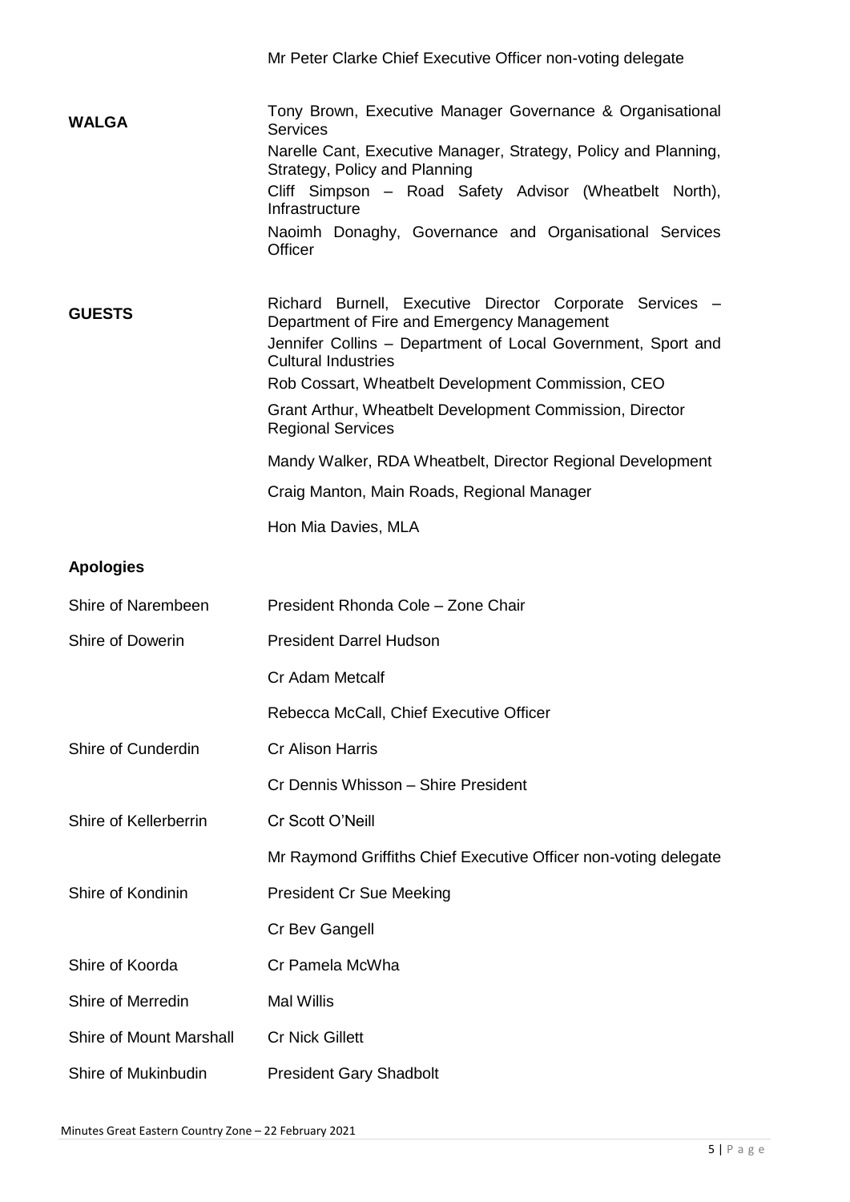| | |
|---|---|
| | Mr Peter Clarke Chief Executive Officer non-voting delegate |
| **WALGA** | Tony Brown, Executive Manager Governance & Organisational Services |
| | Narelle Cant, Executive Manager, Strategy, Policy and Planning, Strategy, Policy and Planning |
| | Cliff Simpson – Road Safety Advisor (Wheatbelt North), Infrastructure |
| | Naoimh Donaghy, Governance and Organisational Services Officer |
| **GUESTS** | Richard Burnell, Executive Director Corporate Services – Department of Fire and Emergency Management |
| | Jennifer Collins – Department of Local Government, Sport and Cultural Industries |
| | Rob Cossart, Wheatbelt Development Commission, CEO |
| | Grant Arthur, Wheatbelt Development Commission, Director Regional Services |
| | Mandy Walker, RDA Wheatbelt, Director Regional Development |
| | Craig Manton, Main Roads, Regional Manager |
| | Hon Mia Davies, MLA |

**Apologies**

| | |
|---|---|
| Shire of Narembeen | President Rhonda Cole – Zone Chair |
| Shire of Dowerin | President Darrel Hudson |
| | Cr Adam Metcalf |
| | Rebecca McCall, Chief Executive Officer |
| Shire of Cunderdin | Cr Alison Harris |
| | Cr Dennis Whisson – Shire President |
| Shire of Kellerberrin | Cr Scott O'Neill |
| | Mr Raymond Griffiths Chief Executive Officer non-voting delegate |
| Shire of Kondinin | President Cr Sue Meeking |
| | Cr Bev Gangell |
| Shire of Koorda | Cr Pamela McWha |
| Shire of Merredin | Mal Willis |
| Shire of Mount Marshall | Cr Nick Gillett |
| Shire of Mukinbudin | President Gary Shadbolt |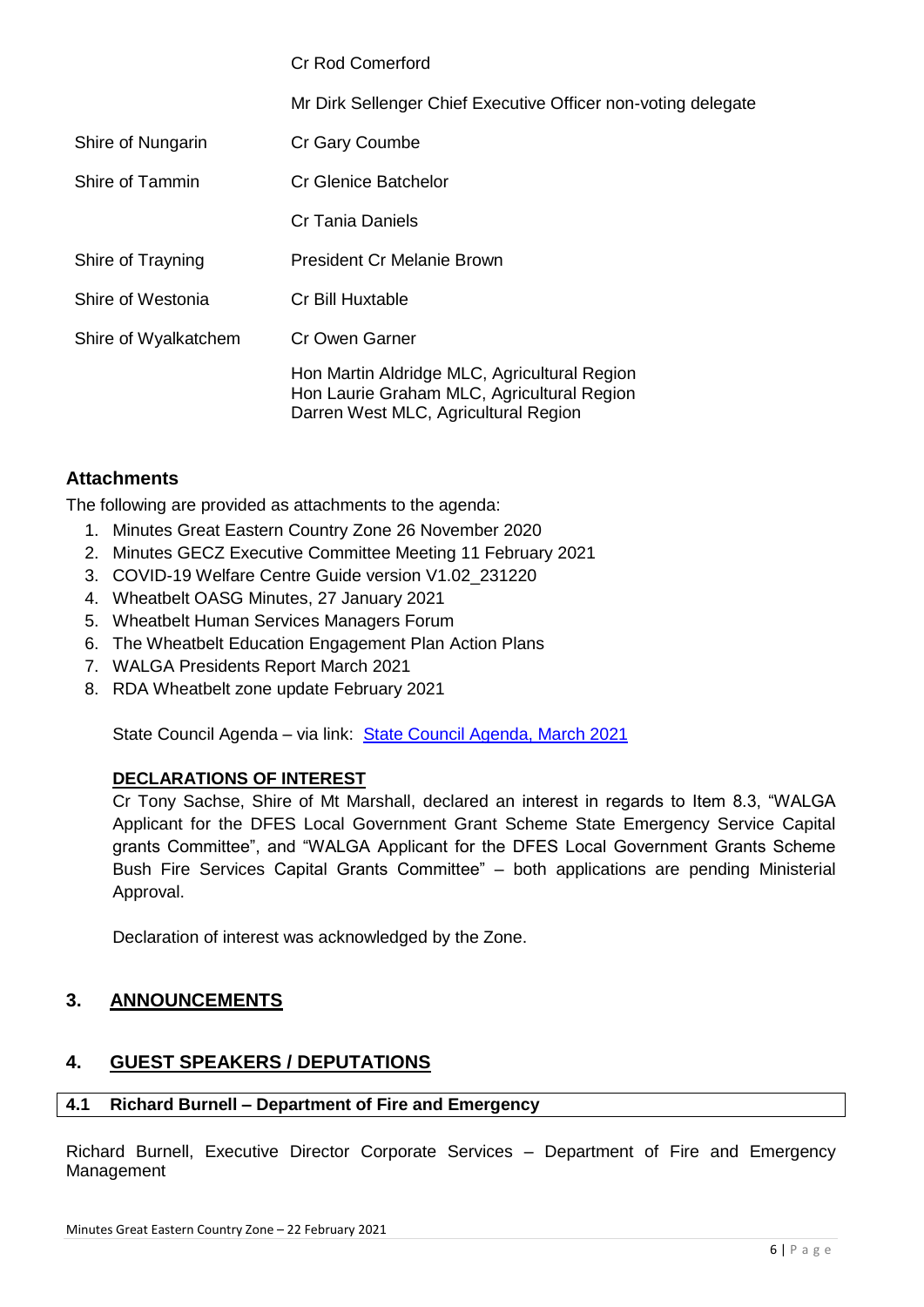| | |
|---|---|
| | Cr Rod Comerford |
| | Mr Dirk Sellenger Chief Executive Officer non-voting delegate |
| Shire of Nungarin | Cr Gary Coumbe |
| Shire of Tammin | Cr Glenice Batchelor |
| | Cr Tania Daniels |
| Shire of Trayning | President Cr Melanie Brown |
| Shire of Westonia | Cr Bill Huxtable |
| Shire of Wyalkatchem | Cr Owen Garner |
| | Hon Martin Aldridge MLC, Agricultural Region<br>Hon Laurie Graham MLC, Agricultural Region<br>Darren West MLC, Agricultural Region |

### Attachments

The following are provided as attachments to the agenda:

1. Minutes Great Eastern Country Zone 26 November 2020
2. Minutes GECZ Executive Committee Meeting 11 February 2021
3. COVID-19 Welfare Centre Guide version V1.02_231220
4. Wheatbelt OASG Minutes, 27 January 2021
5. Wheatbelt Human Services Managers Forum
6. The Wheatbelt Education Engagement Plan Action Plans
7. WALGA Presidents Report March 2021
8. RDA Wheatbelt zone update February 2021

State Council Agenda – via link: State Council Agenda, March 2021

**DECLARATIONS OF INTEREST**

Cr Tony Sachse, Shire of Mt Marshall, declared an interest in regards to Item 8.3, "WALGA Applicant for the DFES Local Government Grant Scheme State Emergency Service Capital grants Committee", and "WALGA Applicant for the DFES Local Government Grants Scheme Bush Fire Services Capital Grants Committee" – both applications are pending Ministerial Approval.

Declaration of interest was acknowledged by the Zone.

## 3. ANNOUNCEMENTS

## 4. GUEST SPEAKERS / DEPUTATIONS

### 4.1 Richard Burnell – Department of Fire and Emergency

Richard Burnell, Executive Director Corporate Services – Department of Fire and Emergency Management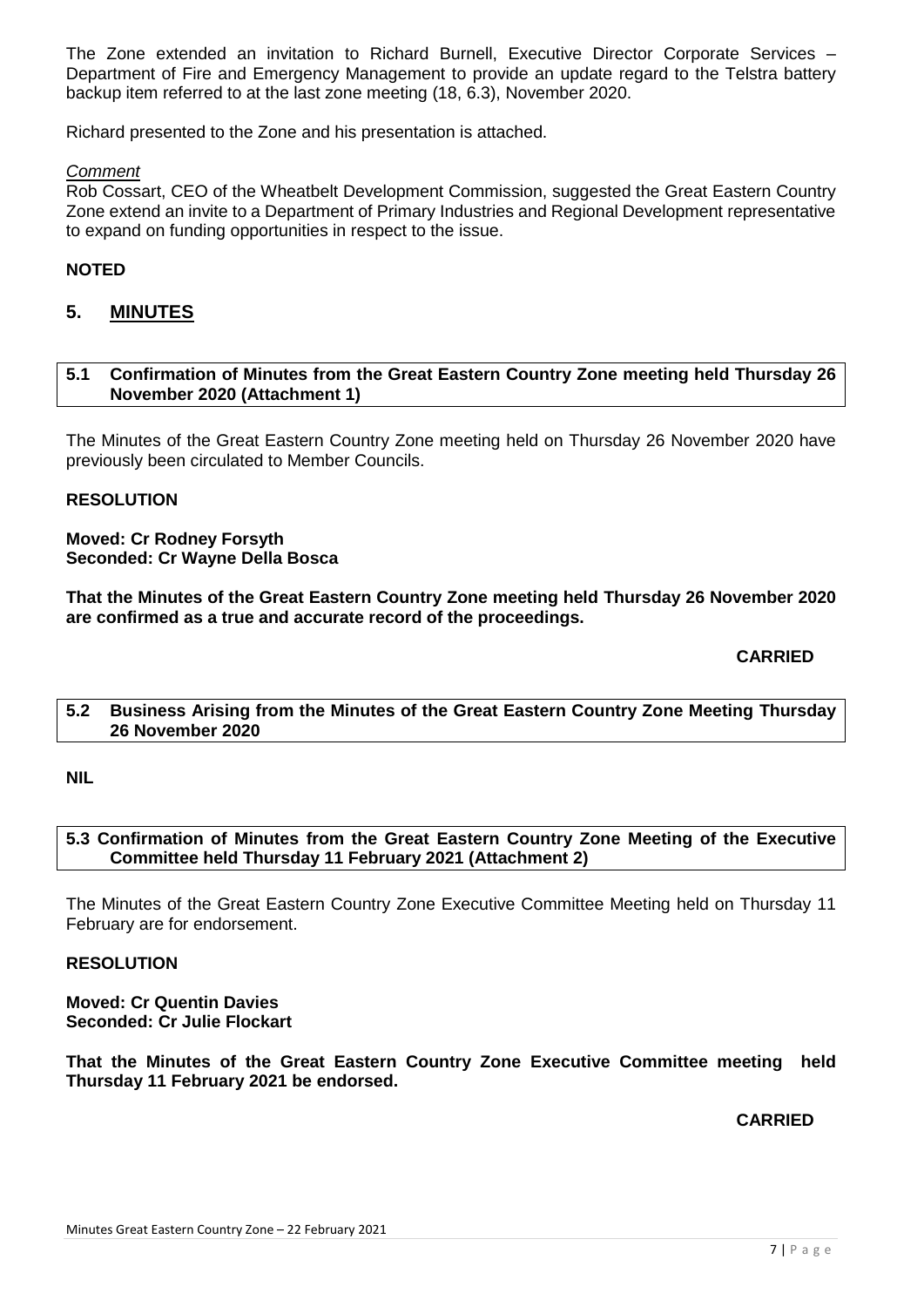The Zone extended an invitation to Richard Burnell, Executive Director Corporate Services – Department of Fire and Emergency Management to provide an update regard to the Telstra battery backup item referred to at the last zone meeting (18, 6.3), November 2020.

Richard presented to the Zone and his presentation is attached.

*Comment*

Rob Cossart, CEO of the Wheatbelt Development Commission, suggested the Great Eastern Country Zone extend an invite to a Department of Primary Industries and Regional Development representative to expand on funding opportunities in respect to the issue.

**NOTED**

## 5. MINUTES

### 5.1 Confirmation of Minutes from the Great Eastern Country Zone meeting held Thursday 26 November 2020 (Attachment 1)

The Minutes of the Great Eastern Country Zone meeting held on Thursday 26 November 2020 have previously been circulated to Member Councils.

**RESOLUTION**

**Moved: Cr Rodney Forsyth**
**Seconded: Cr Wayne Della Bosca**

**That the Minutes of the Great Eastern Country Zone meeting held Thursday 26 November 2020 are confirmed as a true and accurate record of the proceedings.**

**CARRIED**

### 5.2 Business Arising from the Minutes of the Great Eastern Country Zone Meeting Thursday 26 November 2020

**NIL**

### 5.3 Confirmation of Minutes from the Great Eastern Country Zone Meeting of the Executive Committee held Thursday 11 February 2021 (Attachment 2)

The Minutes of the Great Eastern Country Zone Executive Committee Meeting held on Thursday 11 February are for endorsement.

**RESOLUTION**

**Moved: Cr Quentin Davies**
**Seconded: Cr Julie Flockart**

**That the Minutes of the Great Eastern Country Zone Executive Committee meeting held Thursday 11 February 2021 be endorsed.**

**CARRIED**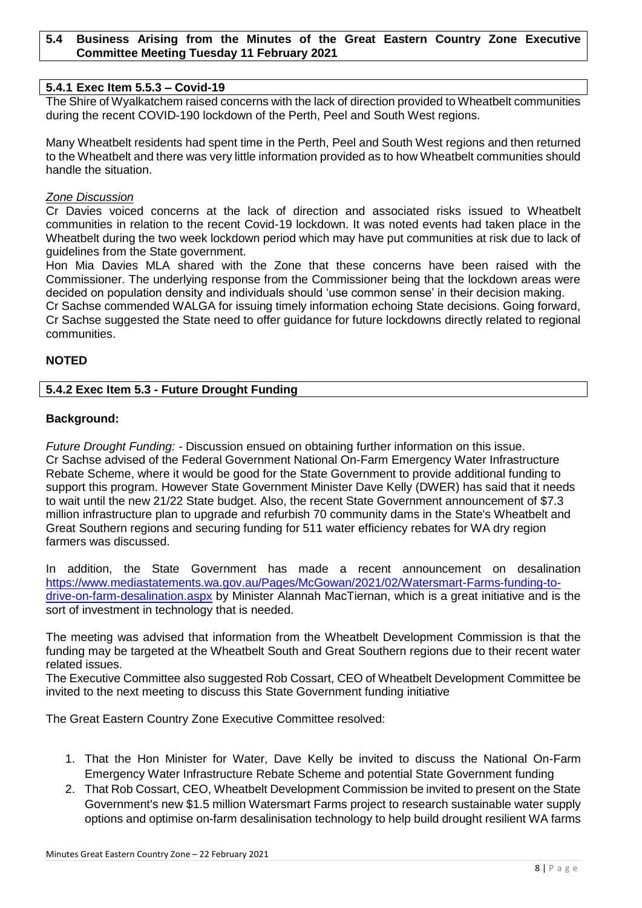## 5.4 Business Arising from the Minutes of the Great Eastern Country Zone Executive Committee Meeting Tuesday 11 February 2021

### 5.4.1 Exec Item 5.5.3 – Covid-19

The Shire of Wyalkatchem raised concerns with the lack of direction provided to Wheatbelt communities during the recent COVID-190 lockdown of the Perth, Peel and South West regions.

Many Wheatbelt residents had spent time in the Perth, Peel and South West regions and then returned to the Wheatbelt and there was very little information provided as to how Wheatbelt communities should handle the situation.

*Zone Discussion*

Cr Davies voiced concerns at the lack of direction and associated risks issued to Wheatbelt communities in relation to the recent Covid-19 lockdown. It was noted events had taken place in the Wheatbelt during the two week lockdown period which may have put communities at risk due to lack of guidelines from the State government.

Hon Mia Davies MLA shared with the Zone that these concerns have been raised with the Commissioner. The underlying response from the Commissioner being that the lockdown areas were decided on population density and individuals should 'use common sense' in their decision making.

Cr Sachse commended WALGA for issuing timely information echoing State decisions. Going forward, Cr Sachse suggested the State need to offer guidance for future lockdowns directly related to regional communities.

**NOTED**

### 5.4.2 Exec Item 5.3 - Future Drought Funding

**Background:**

*Future Drought Funding:* - Discussion ensued on obtaining further information on this issue. Cr Sachse advised of the Federal Government National On-Farm Emergency Water Infrastructure Rebate Scheme, where it would be good for the State Government to provide additional funding to support this program. However State Government Minister Dave Kelly (DWER) has said that it needs to wait until the new 21/22 State budget. Also, the recent State Government announcement of $7.3 million infrastructure plan to upgrade and refurbish 70 community dams in the State's Wheatbelt and Great Southern regions and securing funding for 511 water efficiency rebates for WA dry region farmers was discussed.

In addition, the State Government has made a recent announcement on desalination https://www.mediastatements.wa.gov.au/Pages/McGowan/2021/02/Watersmart-Farms-funding-to-drive-on-farm-desalination.aspx by Minister Alannah MacTiernan, which is a great initiative and is the sort of investment in technology that is needed.

The meeting was advised that information from the Wheatbelt Development Commission is that the funding may be targeted at the Wheatbelt South and Great Southern regions due to their recent water related issues.

The Executive Committee also suggested Rob Cossart, CEO of Wheatbelt Development Committee be invited to the next meeting to discuss this State Government funding initiative

The Great Eastern Country Zone Executive Committee resolved:

1. That the Hon Minister for Water, Dave Kelly be invited to discuss the National On-Farm Emergency Water Infrastructure Rebate Scheme and potential State Government funding
2. That Rob Cossart, CEO, Wheatbelt Development Commission be invited to present on the State Government's new $1.5 million Watersmart Farms project to research sustainable water supply options and optimise on-farm desalinisation technology to help build drought resilient WA farms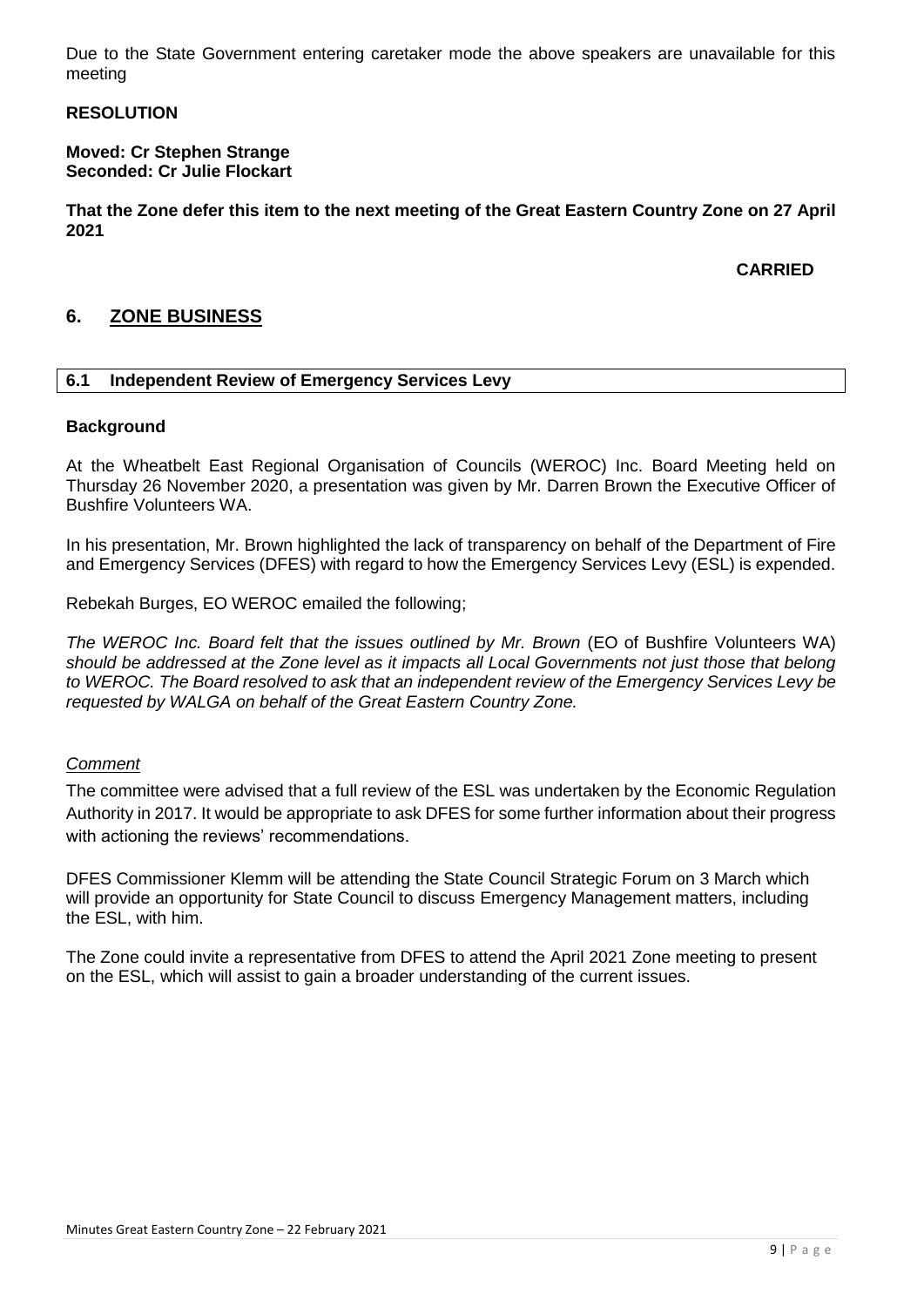Due to the State Government entering caretaker mode the above speakers are unavailable for this meeting

**RESOLUTION**

**Moved: Cr Stephen Strange**
**Seconded: Cr Julie Flockart**

**That the Zone defer this item to the next meeting of the Great Eastern Country Zone on 27 April 2021**

**CARRIED**

## 6. ZONE BUSINESS

### 6.1 Independent Review of Emergency Services Levy

**Background**

At the Wheatbelt East Regional Organisation of Councils (WEROC) Inc. Board Meeting held on Thursday 26 November 2020, a presentation was given by Mr. Darren Brown the Executive Officer of Bushfire Volunteers WA.

In his presentation, Mr. Brown highlighted the lack of transparency on behalf of the Department of Fire and Emergency Services (DFES) with regard to how the Emergency Services Levy (ESL) is expended.

Rebekah Burges, EO WEROC emailed the following;

*The WEROC Inc. Board felt that the issues outlined by Mr. Brown* (EO of Bushfire Volunteers WA) *should be addressed at the Zone level as it impacts all Local Governments not just those that belong to WEROC. The Board resolved to ask that an independent review of the Emergency Services Levy be requested by WALGA on behalf of the Great Eastern Country Zone.*

*Comment*

The committee were advised that a full review of the ESL was undertaken by the Economic Regulation Authority in 2017. It would be appropriate to ask DFES for some further information about their progress with actioning the reviews' recommendations.

DFES Commissioner Klemm will be attending the State Council Strategic Forum on 3 March which will provide an opportunity for State Council to discuss Emergency Management matters, including the ESL, with him.

The Zone could invite a representative from DFES to attend the April 2021 Zone meeting to present on the ESL, which will assist to gain a broader understanding of the current issues.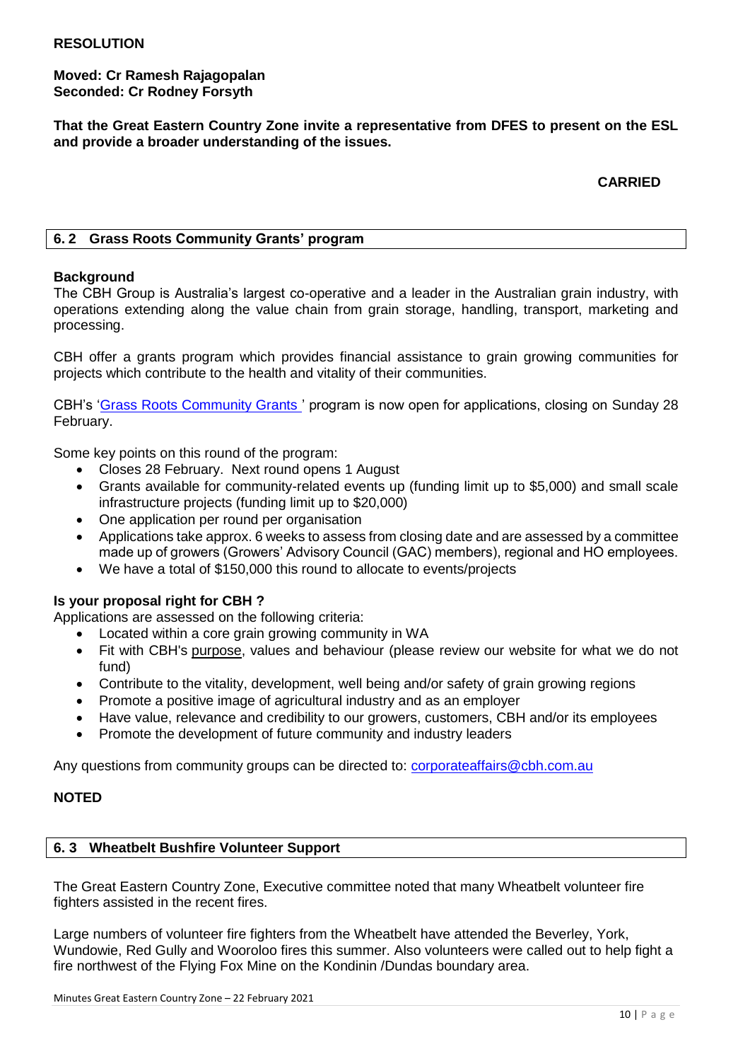**RESOLUTION**

**Moved: Cr Ramesh Rajagopalan**
**Seconded: Cr Rodney Forsyth**

**That the Great Eastern Country Zone invite a representative from DFES to present on the ESL and provide a broader understanding of the issues.**

**CARRIED**

## 6. 2 Grass Roots Community Grants' program

**Background**

The CBH Group is Australia's largest co-operative and a leader in the Australian grain industry, with operations extending along the value chain from grain storage, handling, transport, marketing and processing.

CBH offer a grants program which provides financial assistance to grain growing communities for projects which contribute to the health and vitality of their communities.

CBH's 'Grass Roots Community Grants ' program is now open for applications, closing on Sunday 28 February.

Some key points on this round of the program:

- Closes 28 February. Next round opens 1 August
- Grants available for community-related events up (funding limit up to $5,000) and small scale infrastructure projects (funding limit up to $20,000)
- One application per round per organisation
- Applications take approx. 6 weeks to assess from closing date and are assessed by a committee made up of growers (Growers' Advisory Council (GAC) members), regional and HO employees.
- We have a total of $150,000 this round to allocate to events/projects

**Is your proposal right for CBH ?**

Applications are assessed on the following criteria:

- Located within a core grain growing community in WA
- Fit with CBH's purpose, values and behaviour (please review our website for what we do not fund)
- Contribute to the vitality, development, well being and/or safety of grain growing regions
- Promote a positive image of agricultural industry and as an employer
- Have value, relevance and credibility to our growers, customers, CBH and/or its employees
- Promote the development of future community and industry leaders

Any questions from community groups can be directed to: corporateaffairs@cbh.com.au

**NOTED**

## 6. 3 Wheatbelt Bushfire Volunteer Support

The Great Eastern Country Zone, Executive committee noted that many Wheatbelt volunteer fire fighters assisted in the recent fires.

Large numbers of volunteer fire fighters from the Wheatbelt have attended the Beverley, York, Wundowie, Red Gully and Wooroloo fires this summer. Also volunteers were called out to help fight a fire northwest of the Flying Fox Mine on the Kondinin /Dundas boundary area.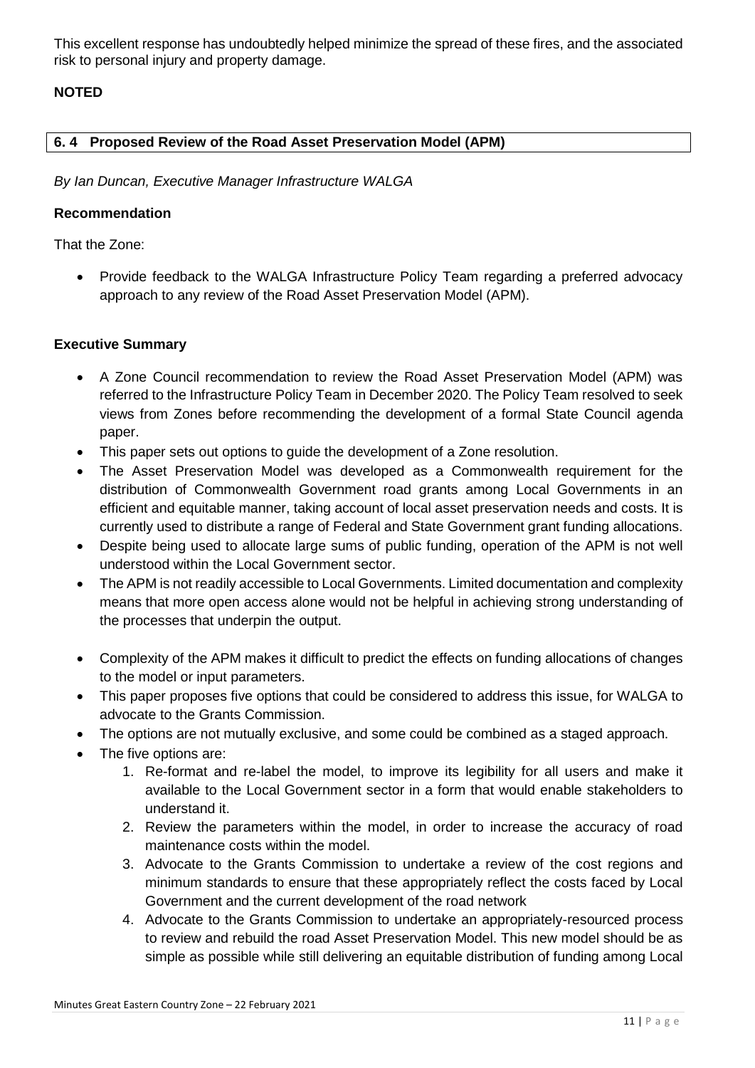This excellent response has undoubtedly helped minimize the spread of these fires, and the associated risk to personal injury and property damage.

**NOTED**

## 6. 4 Proposed Review of the Road Asset Preservation Model (APM)

*By Ian Duncan, Executive Manager Infrastructure WALGA*

**Recommendation**

That the Zone:

- Provide feedback to the WALGA Infrastructure Policy Team regarding a preferred advocacy approach to any review of the Road Asset Preservation Model (APM).

**Executive Summary**

- A Zone Council recommendation to review the Road Asset Preservation Model (APM) was referred to the Infrastructure Policy Team in December 2020. The Policy Team resolved to seek views from Zones before recommending the development of a formal State Council agenda paper.
- This paper sets out options to guide the development of a Zone resolution.
- The Asset Preservation Model was developed as a Commonwealth requirement for the distribution of Commonwealth Government road grants among Local Governments in an efficient and equitable manner, taking account of local asset preservation needs and costs. It is currently used to distribute a range of Federal and State Government grant funding allocations.
- Despite being used to allocate large sums of public funding, operation of the APM is not well understood within the Local Government sector.
- The APM is not readily accessible to Local Governments. Limited documentation and complexity means that more open access alone would not be helpful in achieving strong understanding of the processes that underpin the output.
- Complexity of the APM makes it difficult to predict the effects on funding allocations of changes to the model or input parameters.
- This paper proposes five options that could be considered to address this issue, for WALGA to advocate to the Grants Commission.
- The options are not mutually exclusive, and some could be combined as a staged approach.
- The five options are:
  1. Re-format and re-label the model, to improve its legibility for all users and make it available to the Local Government sector in a form that would enable stakeholders to understand it.
  2. Review the parameters within the model, in order to increase the accuracy of road maintenance costs within the model.
  3. Advocate to the Grants Commission to undertake a review of the cost regions and minimum standards to ensure that these appropriately reflect the costs faced by Local Government and the current development of the road network
  4. Advocate to the Grants Commission to undertake an appropriately-resourced process to review and rebuild the road Asset Preservation Model. This new model should be as simple as possible while still delivering an equitable distribution of funding among Local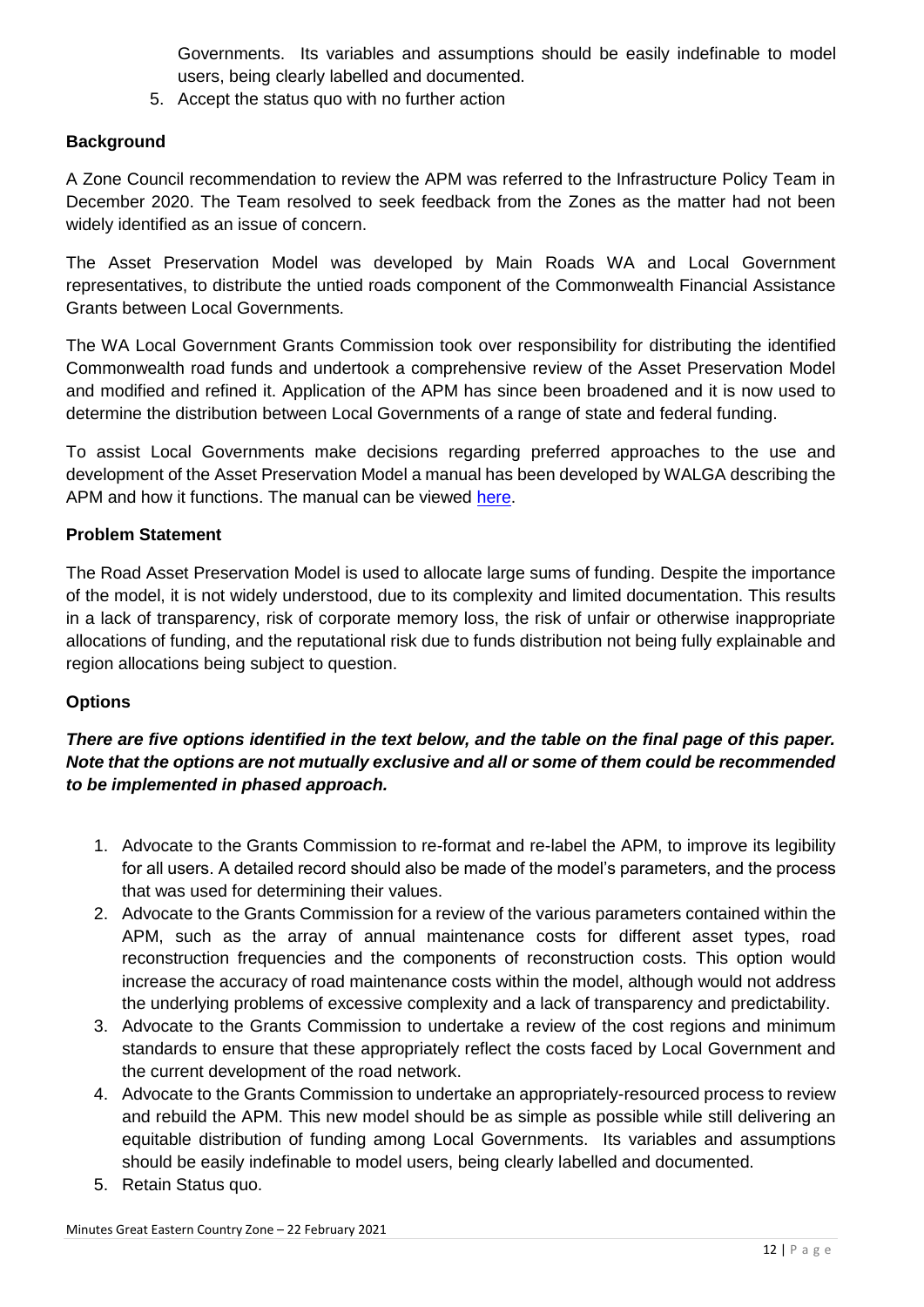Governments. Its variables and assumptions should be easily indefinable to model users, being clearly labelled and documented.

5. Accept the status quo with no further action

**Background**

A Zone Council recommendation to review the APM was referred to the Infrastructure Policy Team in December 2020. The Team resolved to seek feedback from the Zones as the matter had not been widely identified as an issue of concern.

The Asset Preservation Model was developed by Main Roads WA and Local Government representatives, to distribute the untied roads component of the Commonwealth Financial Assistance Grants between Local Governments.

The WA Local Government Grants Commission took over responsibility for distributing the identified Commonwealth road funds and undertook a comprehensive review of the Asset Preservation Model and modified and refined it. Application of the APM has since been broadened and it is now used to determine the distribution between Local Governments of a range of state and federal funding.

To assist Local Governments make decisions regarding preferred approaches to the use and development of the Asset Preservation Model a manual has been developed by WALGA describing the APM and how it functions. The manual can be viewed here.

**Problem Statement**

The Road Asset Preservation Model is used to allocate large sums of funding. Despite the importance of the model, it is not widely understood, due to its complexity and limited documentation. This results in a lack of transparency, risk of corporate memory loss, the risk of unfair or otherwise inappropriate allocations of funding, and the reputational risk due to funds distribution not being fully explainable and region allocations being subject to question.

**Options**

***There are five options identified in the text below, and the table on the final page of this paper. Note that the options are not mutually exclusive and all or some of them could be recommended to be implemented in phased approach.***

1. Advocate to the Grants Commission to re-format and re-label the APM, to improve its legibility for all users. A detailed record should also be made of the model's parameters, and the process that was used for determining their values.
2. Advocate to the Grants Commission for a review of the various parameters contained within the APM, such as the array of annual maintenance costs for different asset types, road reconstruction frequencies and the components of reconstruction costs. This option would increase the accuracy of road maintenance costs within the model, although would not address the underlying problems of excessive complexity and a lack of transparency and predictability.
3. Advocate to the Grants Commission to undertake a review of the cost regions and minimum standards to ensure that these appropriately reflect the costs faced by Local Government and the current development of the road network.
4. Advocate to the Grants Commission to undertake an appropriately-resourced process to review and rebuild the APM. This new model should be as simple as possible while still delivering an equitable distribution of funding among Local Governments. Its variables and assumptions should be easily indefinable to model users, being clearly labelled and documented.
5. Retain Status quo.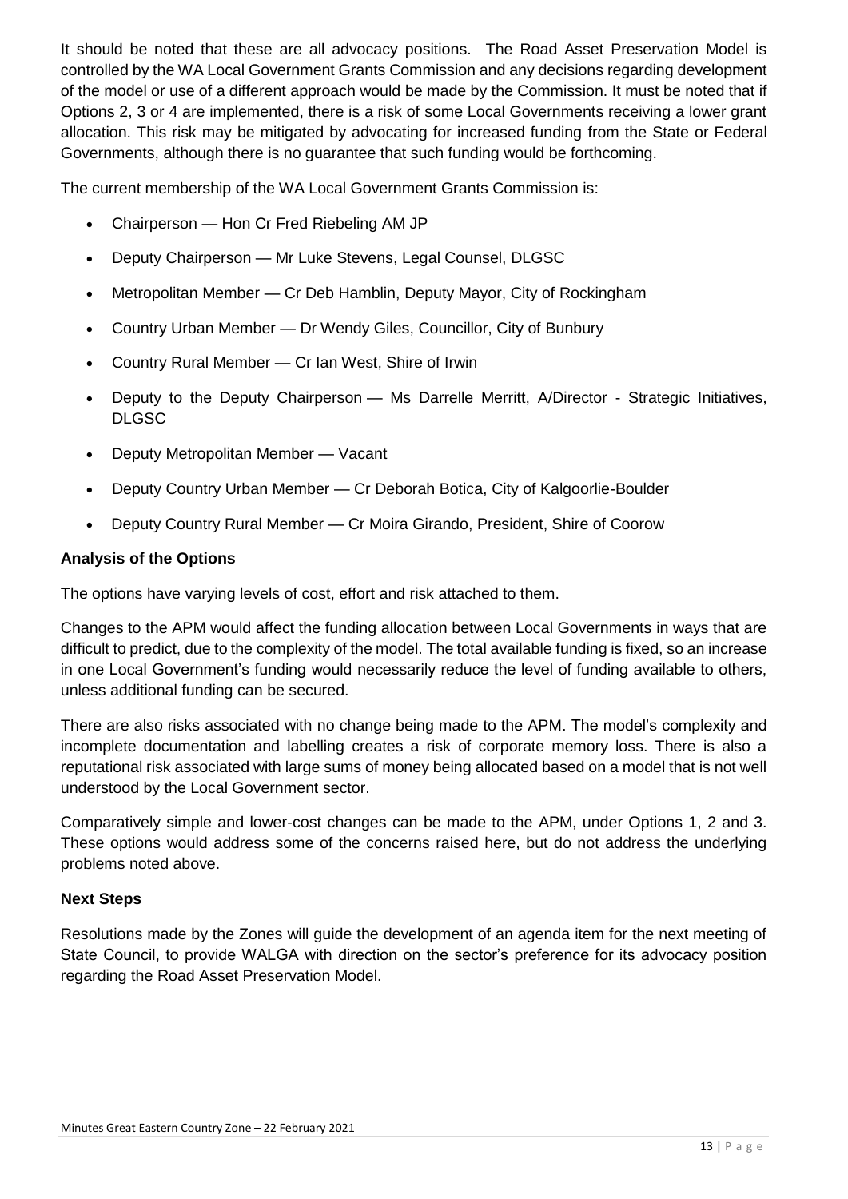It should be noted that these are all advocacy positions. The Road Asset Preservation Model is controlled by the WA Local Government Grants Commission and any decisions regarding development of the model or use of a different approach would be made by the Commission. It must be noted that if Options 2, 3 or 4 are implemented, there is a risk of some Local Governments receiving a lower grant allocation. This risk may be mitigated by advocating for increased funding from the State or Federal Governments, although there is no guarantee that such funding would be forthcoming.

The current membership of the WA Local Government Grants Commission is:

- Chairperson — Hon Cr Fred Riebeling AM JP
- Deputy Chairperson — Mr Luke Stevens, Legal Counsel, DLGSC
- Metropolitan Member — Cr Deb Hamblin, Deputy Mayor, City of Rockingham
- Country Urban Member — Dr Wendy Giles, Councillor, City of Bunbury
- Country Rural Member — Cr Ian West, Shire of Irwin
- Deputy to the Deputy Chairperson — Ms Darrelle Merritt, A/Director - Strategic Initiatives, DLGSC
- Deputy Metropolitan Member — Vacant
- Deputy Country Urban Member — Cr Deborah Botica, City of Kalgoorlie-Boulder
- Deputy Country Rural Member — Cr Moira Girando, President, Shire of Coorow

**Analysis of the Options**

The options have varying levels of cost, effort and risk attached to them.

Changes to the APM would affect the funding allocation between Local Governments in ways that are difficult to predict, due to the complexity of the model. The total available funding is fixed, so an increase in one Local Government's funding would necessarily reduce the level of funding available to others, unless additional funding can be secured.

There are also risks associated with no change being made to the APM. The model's complexity and incomplete documentation and labelling creates a risk of corporate memory loss. There is also a reputational risk associated with large sums of money being allocated based on a model that is not well understood by the Local Government sector.

Comparatively simple and lower-cost changes can be made to the APM, under Options 1, 2 and 3. These options would address some of the concerns raised here, but do not address the underlying problems noted above.

**Next Steps**

Resolutions made by the Zones will guide the development of an agenda item for the next meeting of State Council, to provide WALGA with direction on the sector's preference for its advocacy position regarding the Road Asset Preservation Model.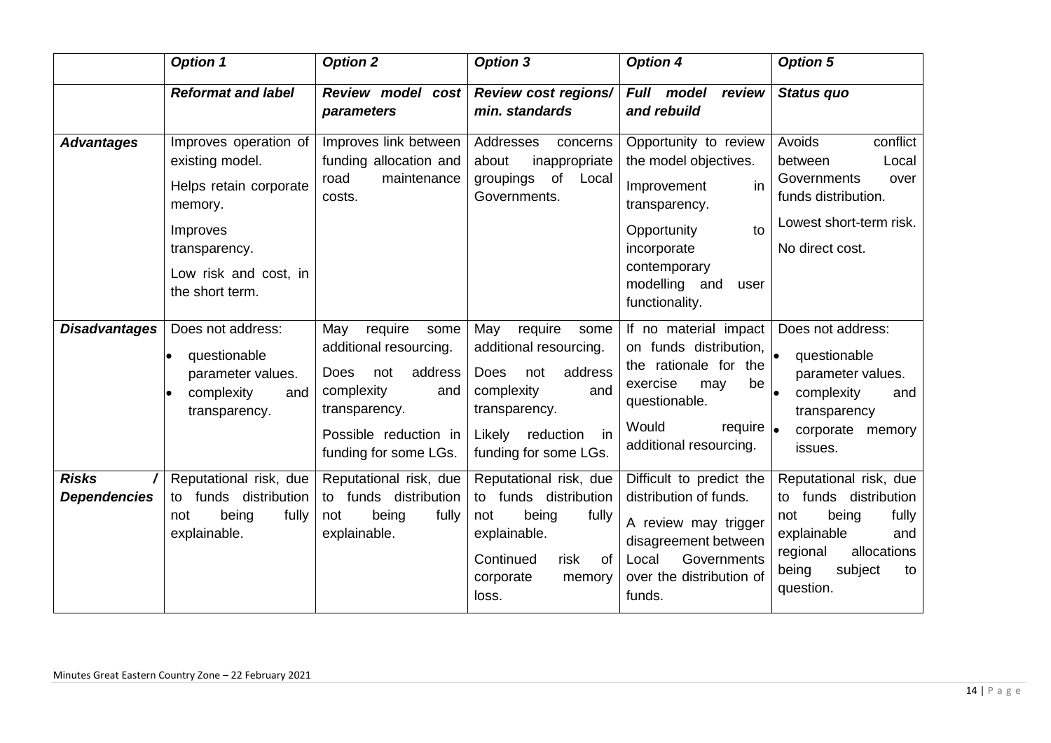| | *Option 1* | *Option 2* | *Option 3* | *Option 4* | *Option 5* |
|---|---|---|---|---|---|
| | ***Reformat and label*** | ***Review model cost parameters*** | ***Review cost regions/ min. standards*** | ***Full model review and rebuild*** | ***Status quo*** |
| ***Advantages*** | Improves operation of existing model.<br><br>Helps retain corporate memory.<br><br>Improves transparency.<br><br>Low risk and cost, in the short term. | Improves link between funding allocation and road maintenance costs. | Addresses concerns about inappropriate groupings of Local Governments. | Opportunity to review the model objectives.<br><br>Improvement in transparency.<br><br>Opportunity to incorporate contemporary modelling and user functionality. | Avoids conflict between Local Governments over funds distribution.<br><br>Lowest short-term risk.<br><br>No direct cost. |
| ***Disadvantages*** | Does not address:<br>• questionable parameter values.<br>• complexity and transparency. | May require some additional resourcing.<br><br>Does not address complexity and transparency.<br><br>Possible reduction in funding for some LGs. | May require some additional resourcing.<br><br>Does not address complexity and transparency.<br><br>Likely reduction in funding for some LGs. | If no material impact on funds distribution, the rationale for the exercise may be questionable.<br><br>Would require additional resourcing. | Does not address:<br>• questionable parameter values.<br>• complexity and transparency<br>• corporate memory issues. |
| ***Risks / Dependencies*** | Reputational risk, due to funds distribution not being fully explainable. | Reputational risk, due to funds distribution not being fully explainable. | Reputational risk, due to funds distribution not being fully explainable.<br><br>Continued risk of corporate memory loss. | Difficult to predict the distribution of funds.<br><br>A review may trigger disagreement between Local Governments over the distribution of funds. | Reputational risk, due to funds distribution not being fully explainable and regional allocations being subject to question. |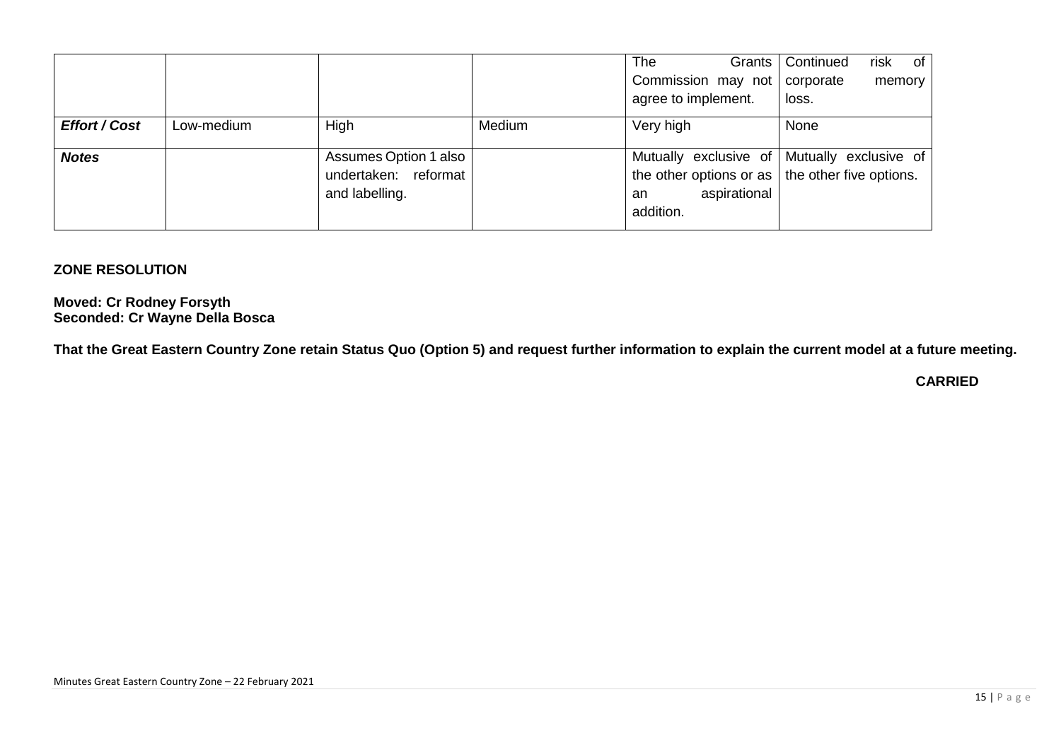| | | | | | |
|---|---|---|---|---|---|
| | | | | The Grants Commission may not agree to implement. | Continued risk of corporate memory loss. |
| ***Effort / Cost*** | Low-medium | High | Medium | Very high | None |
| ***Notes*** | | Assumes Option 1 also undertaken: reformat and labelling. | | Mutually exclusive of the other options or as an aspirational addition. | Mutually exclusive of the other five options. |

**ZONE RESOLUTION**

**Moved: Cr Rodney Forsyth**
**Seconded: Cr Wayne Della Bosca**

**That the Great Eastern Country Zone retain Status Quo (Option 5) and request further information to explain the current model at a future meeting.**

**CARRIED**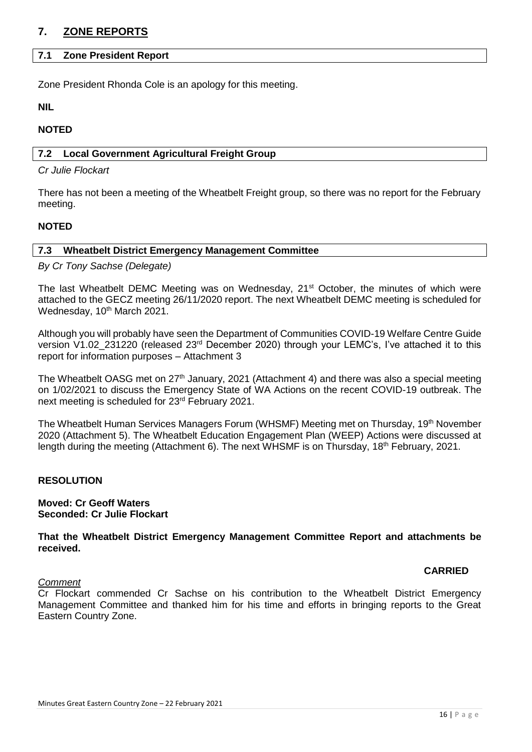# 7. ZONE REPORTS

## 7.1 Zone President Report

Zone President Rhonda Cole is an apology for this meeting.

**NIL**

**NOTED**

## 7.2 Local Government Agricultural Freight Group

*Cr Julie Flockart*

There has not been a meeting of the Wheatbelt Freight group, so there was no report for the February meeting.

**NOTED**

## 7.3 Wheatbelt District Emergency Management Committee

*By Cr Tony Sachse (Delegate)*

The last Wheatbelt DEMC Meeting was on Wednesday, 21st October, the minutes of which were attached to the GECZ meeting 26/11/2020 report. The next Wheatbelt DEMC meeting is scheduled for Wednesday, 10th March 2021.

Although you will probably have seen the Department of Communities COVID-19 Welfare Centre Guide version V1.02_231220 (released 23rd December 2020) through your LEMC's, I've attached it to this report for information purposes – Attachment 3

The Wheatbelt OASG met on 27th January, 2021 (Attachment 4) and there was also a special meeting on 1/02/2021 to discuss the Emergency State of WA Actions on the recent COVID-19 outbreak. The next meeting is scheduled for 23rd February 2021.

The Wheatbelt Human Services Managers Forum (WHSMF) Meeting met on Thursday, 19th November 2020 (Attachment 5). The Wheatbelt Education Engagement Plan (WEEP) Actions were discussed at length during the meeting (Attachment 6). The next WHSMF is on Thursday, 18th February, 2021.

**RESOLUTION**

**Moved: Cr Geoff Waters**
**Seconded: Cr Julie Flockart**

**That the Wheatbelt District Emergency Management Committee Report and attachments be received.**

**CARRIED**

*Comment*

Cr Flockart commended Cr Sachse on his contribution to the Wheatbelt District Emergency Management Committee and thanked him for his time and efforts in bringing reports to the Great Eastern Country Zone.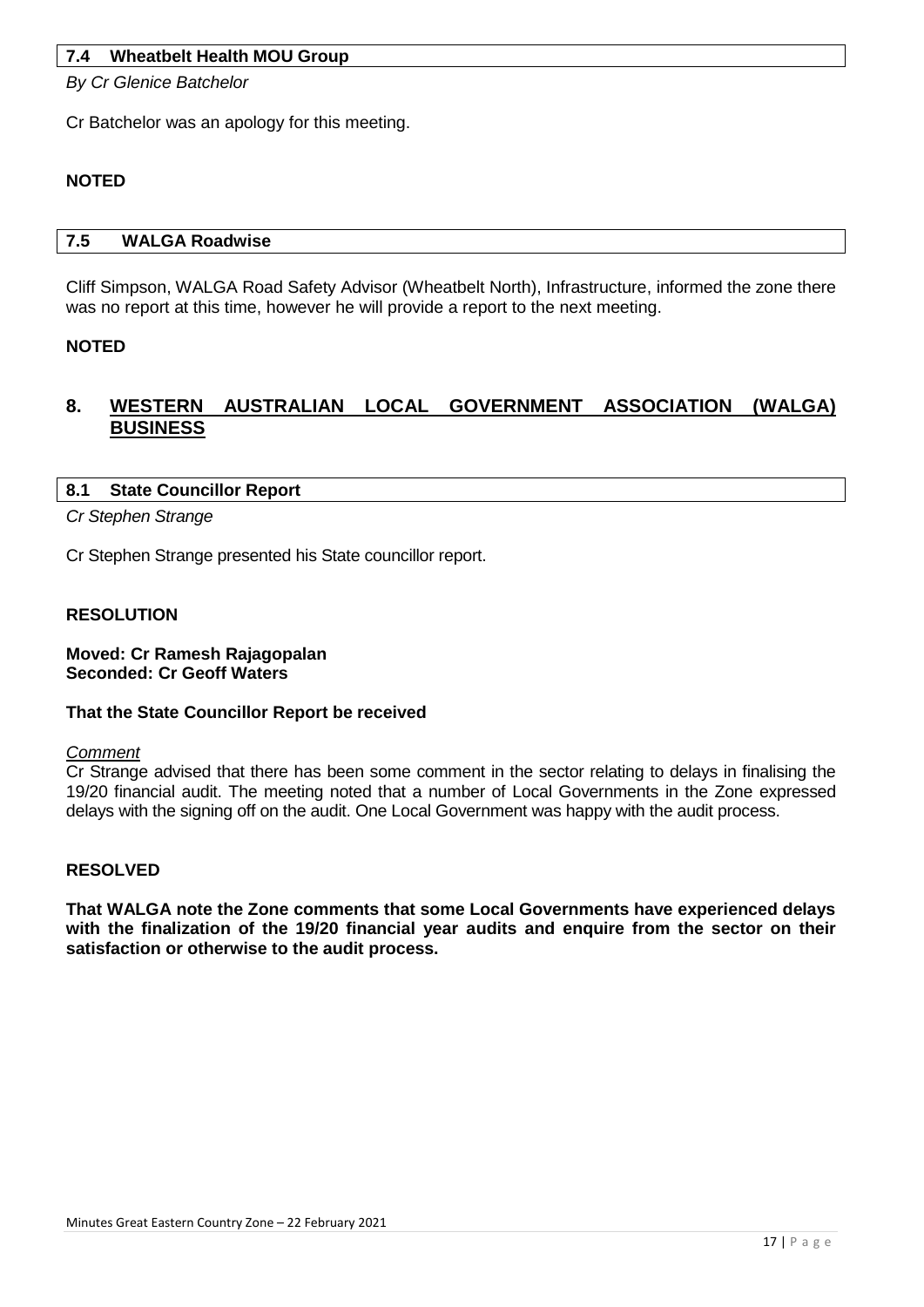### 7.4 Wheatbelt Health MOU Group

*By Cr Glenice Batchelor*

Cr Batchelor was an apology for this meeting.

**NOTED**

### 7.5 WALGA Roadwise

Cliff Simpson, WALGA Road Safety Advisor (Wheatbelt North), Infrastructure, informed the zone there was no report at this time, however he will provide a report to the next meeting.

**NOTED**

## 8. WESTERN AUSTRALIAN LOCAL GOVERNMENT ASSOCIATION (WALGA) BUSINESS

### 8.1 State Councillor Report

*Cr Stephen Strange*

Cr Stephen Strange presented his State councillor report.

**RESOLUTION**

**Moved: Cr Ramesh Rajagopalan**
**Seconded: Cr Geoff Waters**

**That the State Councillor Report be received**

*Comment*
Cr Strange advised that there has been some comment in the sector relating to delays in finalising the 19/20 financial audit. The meeting noted that a number of Local Governments in the Zone expressed delays with the signing off on the audit. One Local Government was happy with the audit process.

**RESOLVED**

**That WALGA note the Zone comments that some Local Governments have experienced delays with the finalization of the 19/20 financial year audits and enquire from the sector on their satisfaction or otherwise to the audit process.**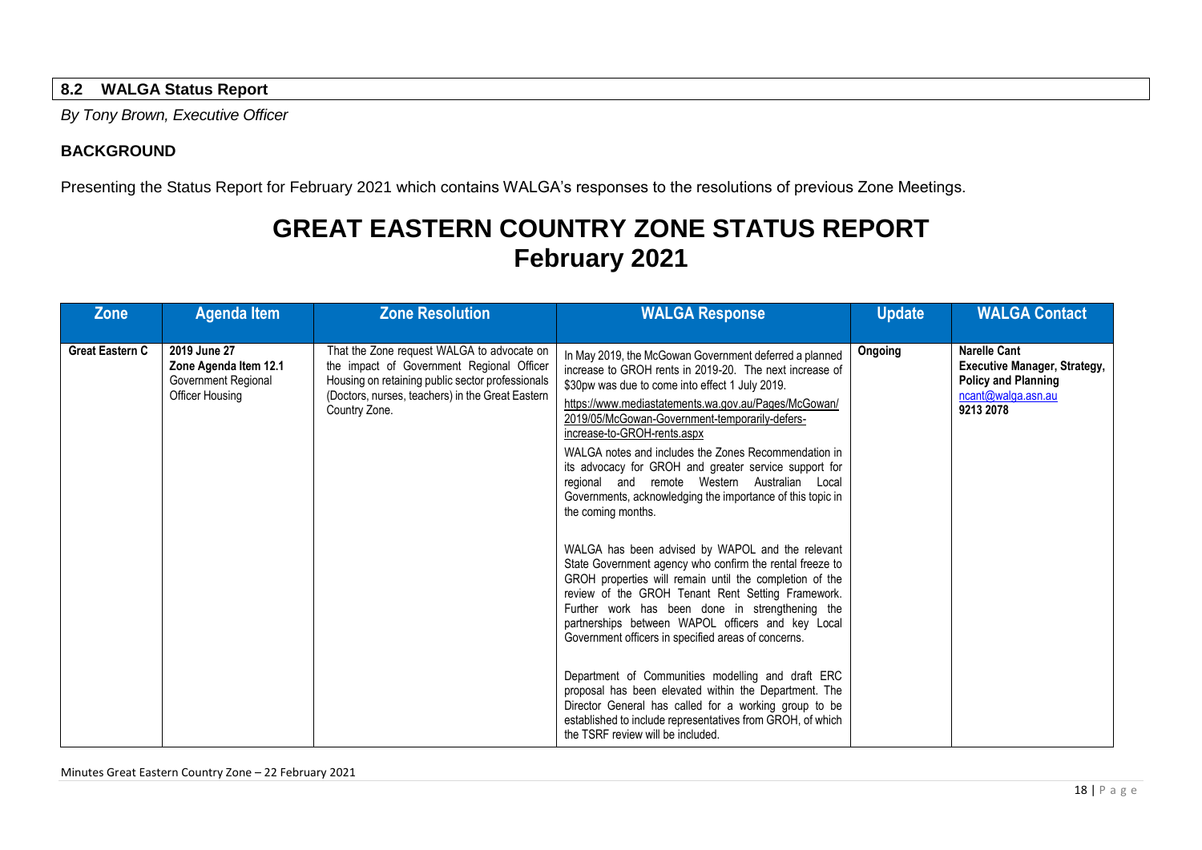## 8.2 WALGA Status Report

*By Tony Brown, Executive Officer*

### BACKGROUND

Presenting the Status Report for February 2021 which contains WALGA's responses to the resolutions of previous Zone Meetings.

# GREAT EASTERN COUNTRY ZONE STATUS REPORT
# February 2021

| Zone | Agenda Item | Zone Resolution | WALGA Response | Update | WALGA Contact |
|---|---|---|---|---|---|
| **Great Eastern C** | **2019 June 27**<br>**Zone Agenda Item 12.1**<br>Government Regional Officer Housing | That the Zone request WALGA to advocate on the impact of Government Regional Officer Housing on retaining public sector professionals (Doctors, nurses, teachers) in the Great Eastern Country Zone. | In May 2019, the McGowan Government deferred a planned increase to GROH rents in 2019-20. The next increase of $30pw was due to come into effect 1 July 2019.<br>https://www.mediastatements.wa.gov.au/Pages/McGowan/2019/05/McGowan-Government-temporarily-defers-increase-to-GROH-rents.aspx<br>WALGA notes and includes the Zones Recommendation in its advocacy for GROH and greater service support for regional and remote Western Australian Local Governments, acknowledging the importance of this topic in the coming months.<br><br>WALGA has been advised by WAPOL and the relevant State Government agency who confirm the rental freeze to GROH properties will remain until the completion of the review of the GROH Tenant Rent Setting Framework. Further work has been done in strengthening the partnerships between WAPOL officers and key Local Government officers in specified areas of concerns.<br><br>Department of Communities modelling and draft ERC proposal has been elevated within the Department. The Director General has called for a working group to be established to include representatives from GROH, of which the TSRF review will be included. | **Ongoing** | **Narelle Cant**<br>**Executive Manager, Strategy, Policy and Planning**<br>ncant@walga.asn.au<br>**9213 2078** |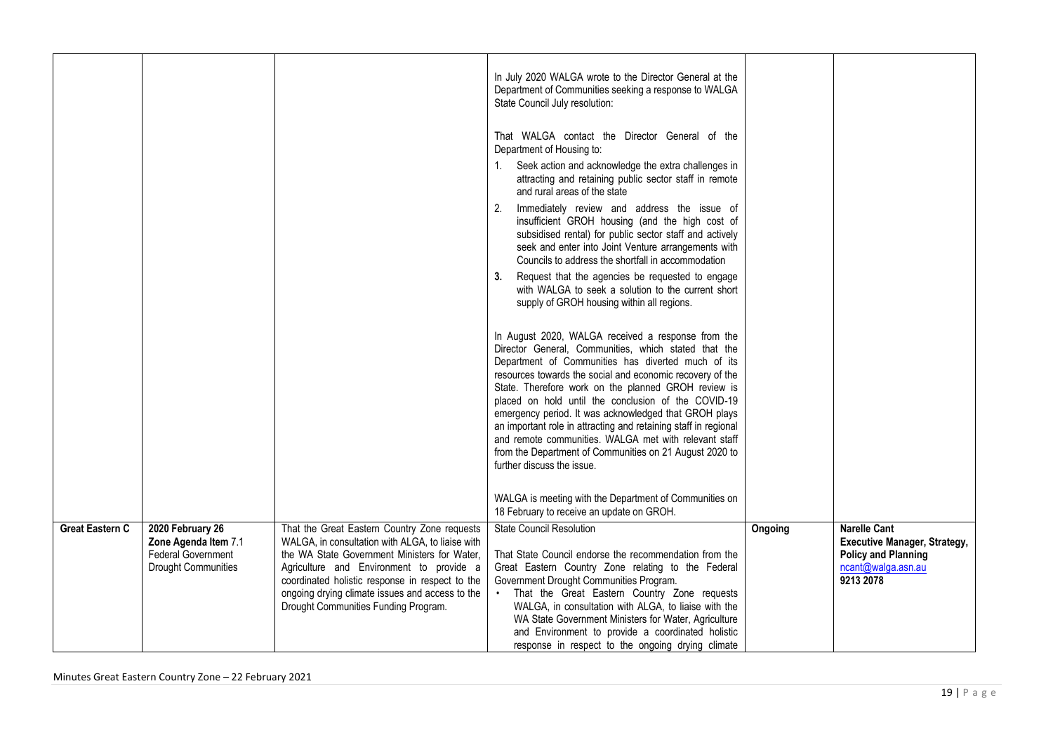| | | | | | |
|---|---|---|---|---|---|
| | | | In July 2020 WALGA wrote to the Director General at the Department of Communities seeking a response to WALGA State Council July resolution:<br><br>That WALGA contact the Director General of the Department of Housing to:<br>1. Seek action and acknowledge the extra challenges in attracting and retaining public sector staff in remote and rural areas of the state<br>2. Immediately review and address the issue of insufficient GROH housing (and the high cost of subsidised rental) for public sector staff and actively seek and enter into Joint Venture arrangements with Councils to address the shortfall in accommodation<br>**3.** Request that the agencies be requested to engage with WALGA to seek a solution to the current short supply of GROH housing within all regions.<br><br>In August 2020, WALGA received a response from the Director General, Communities, which stated that the Department of Communities has diverted much of its resources towards the social and economic recovery of the State. Therefore work on the planned GROH review is placed on hold until the conclusion of the COVID-19 emergency period. It was acknowledged that GROH plays an important role in attracting and retaining staff in regional and remote communities. WALGA met with relevant staff from the Department of Communities on 21 August 2020 to further discuss the issue.<br><br>WALGA is meeting with the Department of Communities on 18 February to receive an update on GROH. | | |
| **Great Eastern C** | **2020 February 26**<br>**Zone Agenda Item** 7.1<br>Federal Government Drought Communities | That the Great Eastern Country Zone requests WALGA, in consultation with ALGA, to liaise with the WA State Government Ministers for Water, Agriculture and Environment to provide a coordinated holistic response in respect to the ongoing drying climate issues and access to the Drought Communities Funding Program. | State Council Resolution<br><br>That State Council endorse the recommendation from the Great Eastern Country Zone relating to the Federal Government Drought Communities Program.<br>• That the Great Eastern Country Zone requests WALGA, in consultation with ALGA, to liaise with the WA State Government Ministers for Water, Agriculture and Environment to provide a coordinated holistic response in respect to the ongoing drying climate | **Ongoing** | **Narelle Cant**<br>**Executive Manager, Strategy, Policy and Planning**<br>ncant@walga.asn.au<br>**9213 2078** |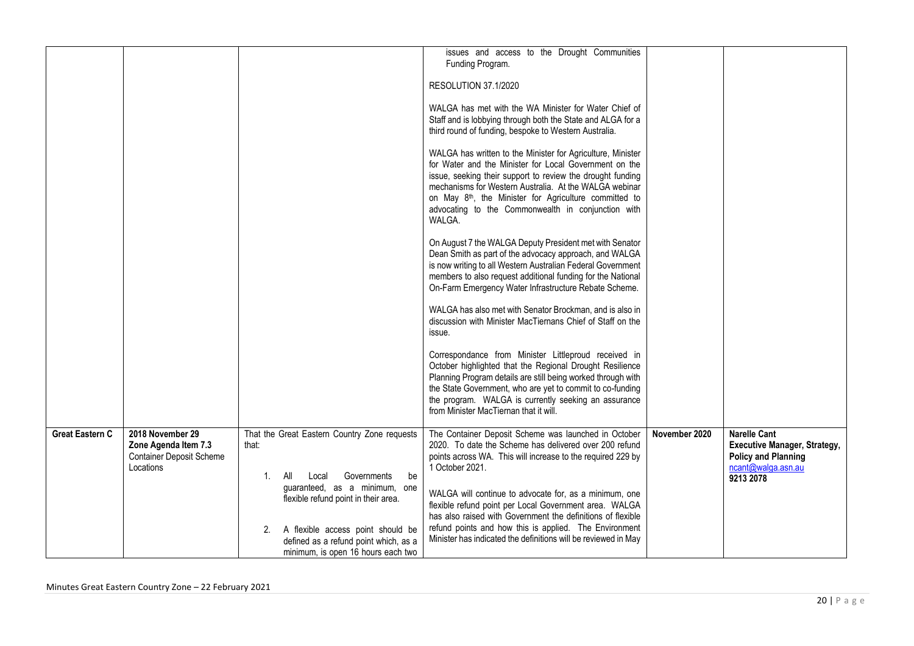| | | | | | |
|---|---|---|---|---|---|
| | | | issues and access to the Drought Communities Funding Program.<br><br>RESOLUTION 37.1/2020<br><br>WALGA has met with the WA Minister for Water Chief of Staff and is lobbying through both the State and ALGA for a third round of funding, bespoke to Western Australia.<br><br>WALGA has written to the Minister for Agriculture, Minister for Water and the Minister for Local Government on the issue, seeking their support to review the drought funding mechanisms for Western Australia. At the WALGA webinar on May 8th, the Minister for Agriculture committed to advocating to the Commonwealth in conjunction with WALGA.<br><br>On August 7 the WALGA Deputy President met with Senator Dean Smith as part of the advocacy approach, and WALGA is now writing to all Western Australian Federal Government members to also request additional funding for the National On-Farm Emergency Water Infrastructure Rebate Scheme.<br><br>WALGA has also met with Senator Brockman, and is also in discussion with Minister MacTiernans Chief of Staff on the issue.<br><br>Correspondance from Minister Littleproud received in October highlighted that the Regional Drought Resilience Planning Program details are still being worked through with the State Government, who are yet to commit to co-funding the program. WALGA is currently seeking an assurance from Minister MacTiernan that it will. | | |
| **Great Eastern C** | **2018 November 29 Zone Agenda Item 7.3** Container Deposit Scheme Locations | That the Great Eastern Country Zone requests that:<br><br>1. All Local Governments be guaranteed, as a minimum, one flexible refund point in their area.<br><br>2. A flexible access point should be defined as a refund point which, as a minimum, is open 16 hours each two | The Container Deposit Scheme was launched in October 2020. To date the Scheme has delivered over 200 refund points across WA. This will increase to the required 229 by 1 October 2021.<br><br>WALGA will continue to advocate for, as a minimum, one flexible refund point per Local Government area. WALGA has also raised with Government the definitions of flexible refund points and how this is applied. The Environment Minister has indicated the definitions will be reviewed in May | **November 2020** | **Narelle Cant**<br>**Executive Manager, Strategy, Policy and Planning**<br>ncant@walga.asn.au<br>**9213 2078** |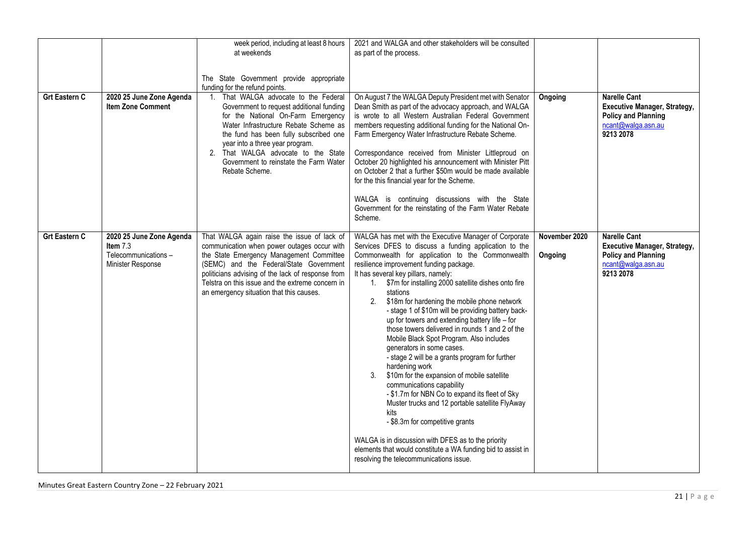| | | week period, including at least 8 hours at weekends<br><br>The State Government provide appropriate funding for the refund points. | 2021 and WALGA and other stakeholders will be consulted as part of the process. | | |
|---|---|---|---|---|---|
| **Grt Eastern C** | **2020 25 June Zone Agenda Item Zone Comment** | 1. That WALGA advocate to the Federal Government to request additional funding for the National On-Farm Emergency Water Infrastructure Rebate Scheme as the fund has been fully subscribed one year into a three year program.<br>2. That WALGA advocate to the State Government to reinstate the Farm Water Rebate Scheme. | On August 7 the WALGA Deputy President met with Senator Dean Smith as part of the advocacy approach, and WALGA is wrote to all Western Australian Federal Government members requesting additional funding for the National On-Farm Emergency Water Infrastructure Rebate Scheme.<br><br>Correspondance received from Minister Littleproud on October 20 highlighted his announcement with Minister Pitt on October 2 that a further \$50m would be made available for the this financial year for the Scheme.<br><br>WALGA is continuing discussions with the State Government for the reinstating of the Farm Water Rebate Scheme. | **Ongoing** | **Narelle Cant**<br>**Executive Manager, Strategy, Policy and Planning**<br>ncant@walga.asn.au<br>**9213 2078** |
| **Grt Eastern C** | **2020 25 June Zone Agenda Item** 7.3 Telecommunications – Minister Response | That WALGA again raise the issue of lack of communication when power outages occur with the State Emergency Management Committee (SEMC) and the Federal/State Government politicians advising of the lack of response from Telstra on this issue and the extreme concern in an emergency situation that this causes. | WALGA has met with the Executive Manager of Corporate Services DFES to discuss a funding application to the Commonwealth for application to the Commonwealth resilience improvement funding package.<br>It has several key pillars, namely:<br>1. \$7m for installing 2000 satellite dishes onto fire stations<br>2. \$18m for hardening the mobile phone network - stage 1 of \$10m will be providing battery back-up for towers and extending battery life – for those towers delivered in rounds 1 and 2 of the Mobile Black Spot Program. Also includes generators in some cases. - stage 2 will be a grants program for further hardening work<br>3. \$10m for the expansion of mobile satellite communications capability - \$1.7m for NBN Co to expand its fleet of Sky Muster trucks and 12 portable satellite FlyAway kits - \$8.3m for competitive grants<br><br>WALGA is in discussion with DFES as to the priority elements that would constitute a WA funding bid to assist in resolving the telecommunications issue. | **November 2020**<br><br>**Ongoing** | **Narelle Cant**<br>**Executive Manager, Strategy, Policy and Planning**<br>ncant@walga.asn.au<br>**9213 2078** |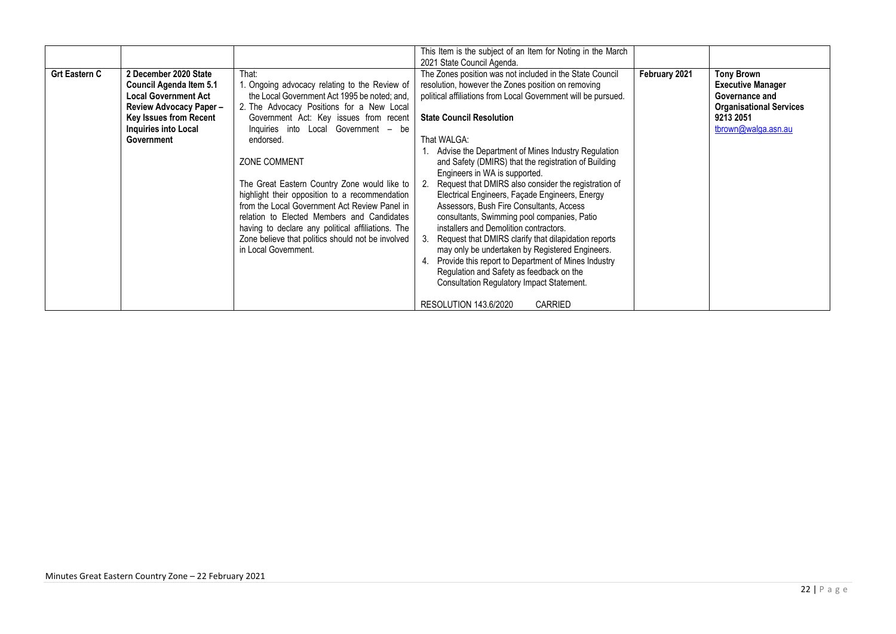| | | | | | |
|---|---|---|---|---|---|
| | | | This Item is the subject of an Item for Noting in the March 2021 State Council Agenda. | | |
| **Grt Eastern C** | **2 December 2020 State Council Agenda Item 5.1 Local Government Act Review Advocacy Paper – Key Issues from Recent Inquiries into Local Government** | That:<br>1. Ongoing advocacy relating to the Review of the Local Government Act 1995 be noted; and,<br>2. The Advocacy Positions for a New Local Government Act: Key issues from recent Inquiries into Local Government – be endorsed.<br><br>ZONE COMMENT<br><br>The Great Eastern Country Zone would like to highlight their opposition to a recommendation from the Local Government Act Review Panel in relation to Elected Members and Candidates having to declare any political affiliations. The Zone believe that politics should not be involved in Local Government. | The Zones position was not included in the State Council resolution, however the Zones position on removing political affiliations from Local Government will be pursued.<br><br>**State Council Resolution**<br><br>That WALGA:<br>1. Advise the Department of Mines Industry Regulation and Safety (DMIRS) that the registration of Building Engineers in WA is supported.<br>2. Request that DMIRS also consider the registration of Electrical Engineers, Façade Engineers, Energy Assessors, Bush Fire Consultants, Access consultants, Swimming pool companies, Patio installers and Demolition contractors.<br>3. Request that DMIRS clarify that dilapidation reports may only be undertaken by Registered Engineers.<br>4. Provide this report to Department of Mines Industry Regulation and Safety as feedback on the Consultation Regulatory Impact Statement.<br><br>RESOLUTION 143.6/2020 CARRIED | **February 2021** | **Tony Brown Executive Manager Governance and Organisational Services 9213 2051** tbrown@walga.asn.au |

Minutes Great Eastern Country Zone – 22 February 2021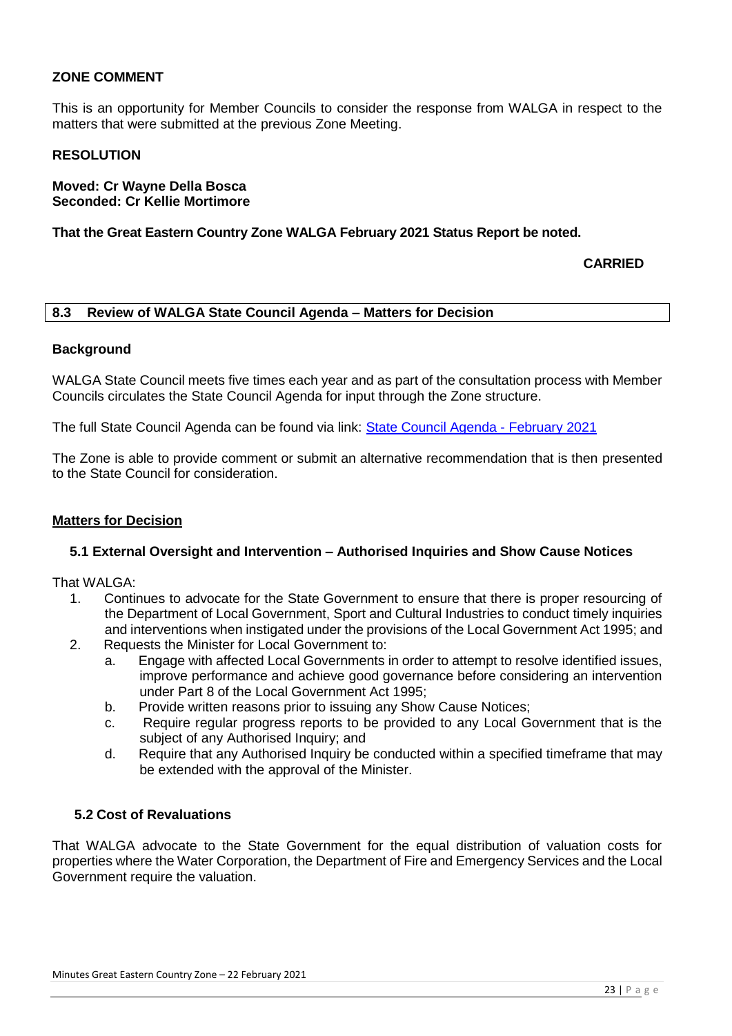**ZONE COMMENT**

This is an opportunity for Member Councils to consider the response from WALGA in respect to the matters that were submitted at the previous Zone Meeting.

**RESOLUTION**

**Moved: Cr Wayne Della Bosca**
**Seconded: Cr Kellie Mortimore**

**That the Great Eastern Country Zone WALGA February 2021 Status Report be noted.**

**CARRIED**

## 8.3 Review of WALGA State Council Agenda – Matters for Decision

**Background**

WALGA State Council meets five times each year and as part of the consultation process with Member Councils circulates the State Council Agenda for input through the Zone structure.

The full State Council Agenda can be found via link: State Council Agenda - February 2021

The Zone is able to provide comment or submit an alternative recommendation that is then presented to the State Council for consideration.

**Matters for Decision**

**5.1 External Oversight and Intervention – Authorised Inquiries and Show Cause Notices**

That WALGA:

1. Continues to advocate for the State Government to ensure that there is proper resourcing of the Department of Local Government, Sport and Cultural Industries to conduct timely inquiries and interventions when instigated under the provisions of the Local Government Act 1995; and
2. Requests the Minister for Local Government to:
   a. Engage with affected Local Governments in order to attempt to resolve identified issues, improve performance and achieve good governance before considering an intervention under Part 8 of the Local Government Act 1995;
   b. Provide written reasons prior to issuing any Show Cause Notices;
   c. Require regular progress reports to be provided to any Local Government that is the subject of any Authorised Inquiry; and
   d. Require that any Authorised Inquiry be conducted within a specified timeframe that may be extended with the approval of the Minister.

**5.2 Cost of Revaluations**

That WALGA advocate to the State Government for the equal distribution of valuation costs for properties where the Water Corporation, the Department of Fire and Emergency Services and the Local Government require the valuation.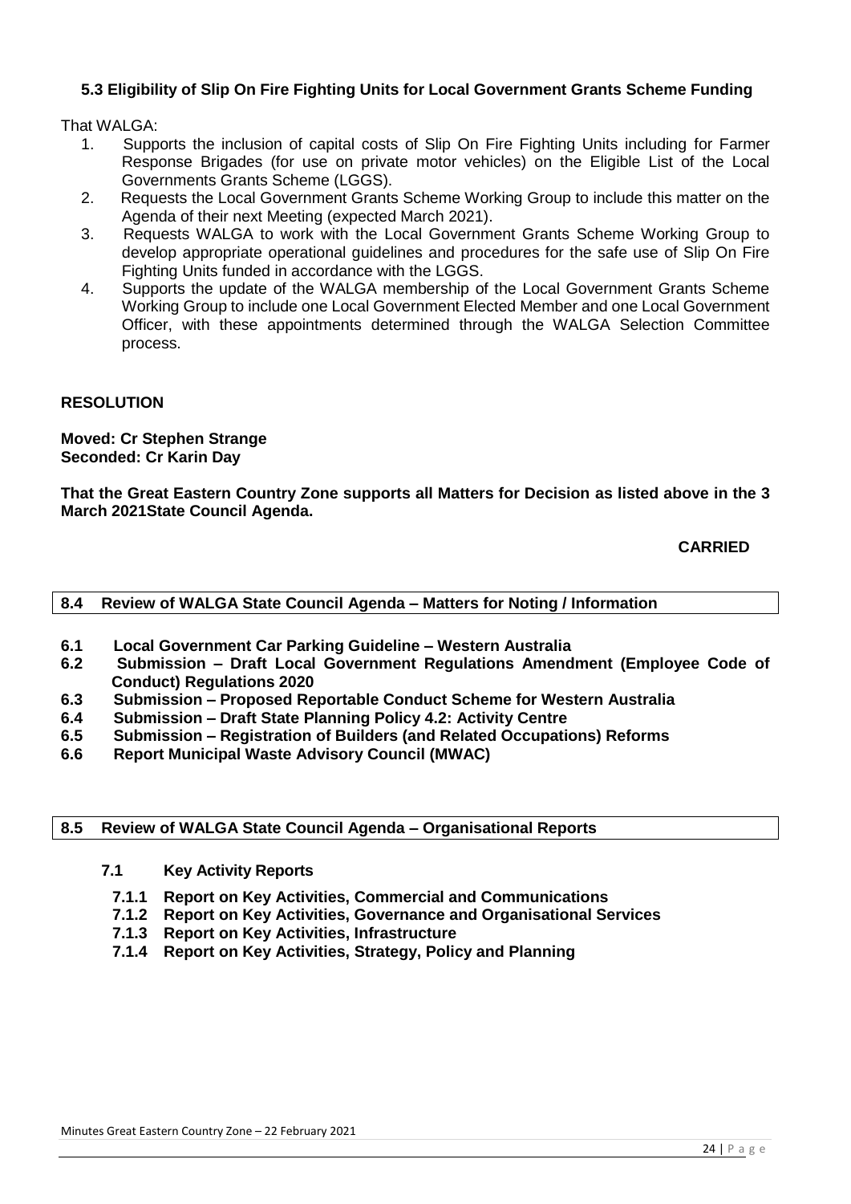**5.3 Eligibility of Slip On Fire Fighting Units for Local Government Grants Scheme Funding**

That WALGA:

1. Supports the inclusion of capital costs of Slip On Fire Fighting Units including for Farmer Response Brigades (for use on private motor vehicles) on the Eligible List of the Local Governments Grants Scheme (LGGS).
2. Requests the Local Government Grants Scheme Working Group to include this matter on the Agenda of their next Meeting (expected March 2021).
3. Requests WALGA to work with the Local Government Grants Scheme Working Group to develop appropriate operational guidelines and procedures for the safe use of Slip On Fire Fighting Units funded in accordance with the LGGS.
4. Supports the update of the WALGA membership of the Local Government Grants Scheme Working Group to include one Local Government Elected Member and one Local Government Officer, with these appointments determined through the WALGA Selection Committee process.

**RESOLUTION**

**Moved: Cr Stephen Strange**
**Seconded: Cr Karin Day**

**That the Great Eastern Country Zone supports all Matters for Decision as listed above in the 3 March 2021State Council Agenda.**

**CARRIED**

## 8.4 Review of WALGA State Council Agenda – Matters for Noting / Information

**6.1 Local Government Car Parking Guideline – Western Australia**
**6.2 Submission – Draft Local Government Regulations Amendment (Employee Code of Conduct) Regulations 2020**
**6.3 Submission – Proposed Reportable Conduct Scheme for Western Australia**
**6.4 Submission – Draft State Planning Policy 4.2: Activity Centre**
**6.5 Submission – Registration of Builders (and Related Occupations) Reforms**
**6.6 Report Municipal Waste Advisory Council (MWAC)**

## 8.5 Review of WALGA State Council Agenda – Organisational Reports

**7.1 Key Activity Reports**

**7.1.1 Report on Key Activities, Commercial and Communications**
**7.1.2 Report on Key Activities, Governance and Organisational Services**
**7.1.3 Report on Key Activities, Infrastructure**
**7.1.4 Report on Key Activities, Strategy, Policy and Planning**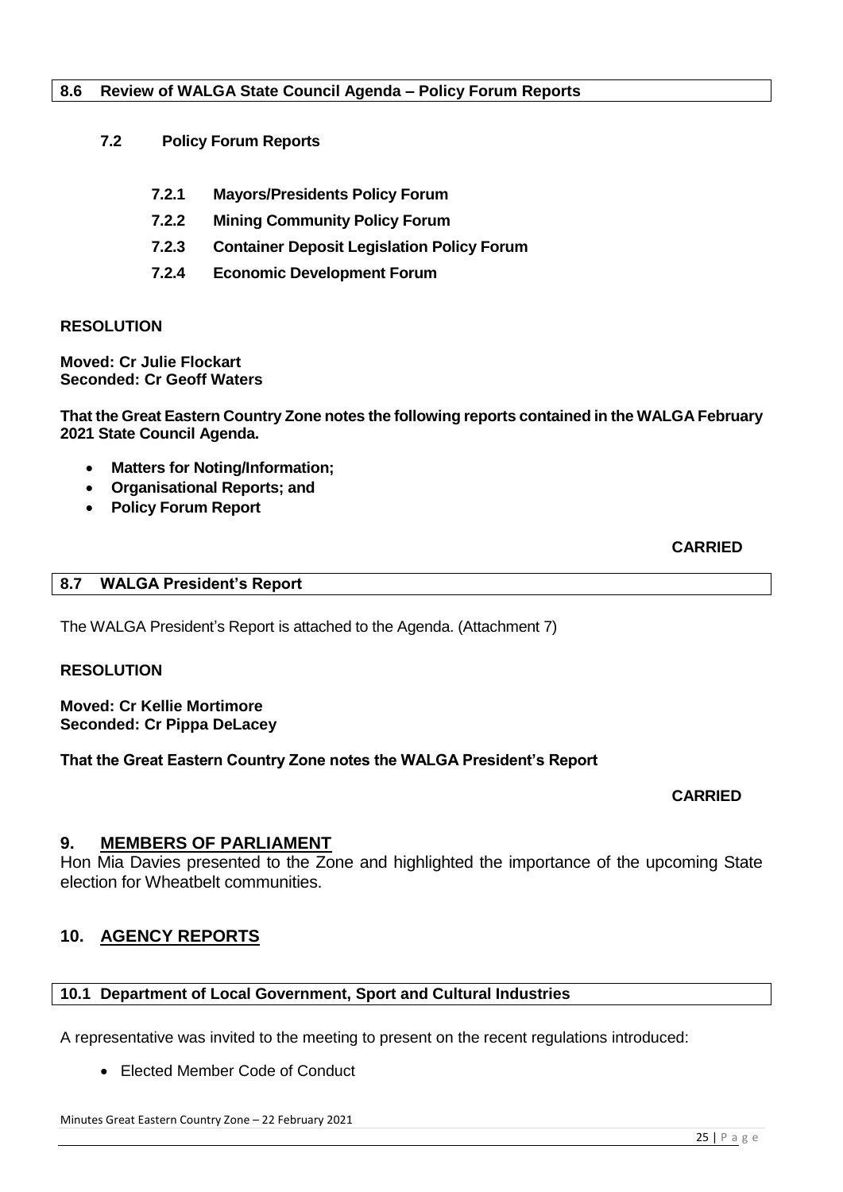### 8.6 Review of WALGA State Council Agenda – Policy Forum Reports

**7.2 Policy Forum Reports**

- **7.2.1 Mayors/Presidents Policy Forum**
- **7.2.2 Mining Community Policy Forum**
- **7.2.3 Container Deposit Legislation Policy Forum**
- **7.2.4 Economic Development Forum**

**RESOLUTION**

**Moved: Cr Julie Flockart**
**Seconded: Cr Geoff Waters**

**That the Great Eastern Country Zone notes the following reports contained in the WALGA February 2021 State Council Agenda.**

- **Matters for Noting/Information;**
- **Organisational Reports; and**
- **Policy Forum Report**

**CARRIED**

### 8.7 WALGA President's Report

The WALGA President's Report is attached to the Agenda. (Attachment 7)

**RESOLUTION**

**Moved: Cr Kellie Mortimore**
**Seconded: Cr Pippa DeLacey**

**That the Great Eastern Country Zone notes the WALGA President's Report**

**CARRIED**

## 9. MEMBERS OF PARLIAMENT

Hon Mia Davies presented to the Zone and highlighted the importance of the upcoming State election for Wheatbelt communities.

## 10. AGENCY REPORTS

### 10.1 Department of Local Government, Sport and Cultural Industries

A representative was invited to the meeting to present on the recent regulations introduced:

- Elected Member Code of Conduct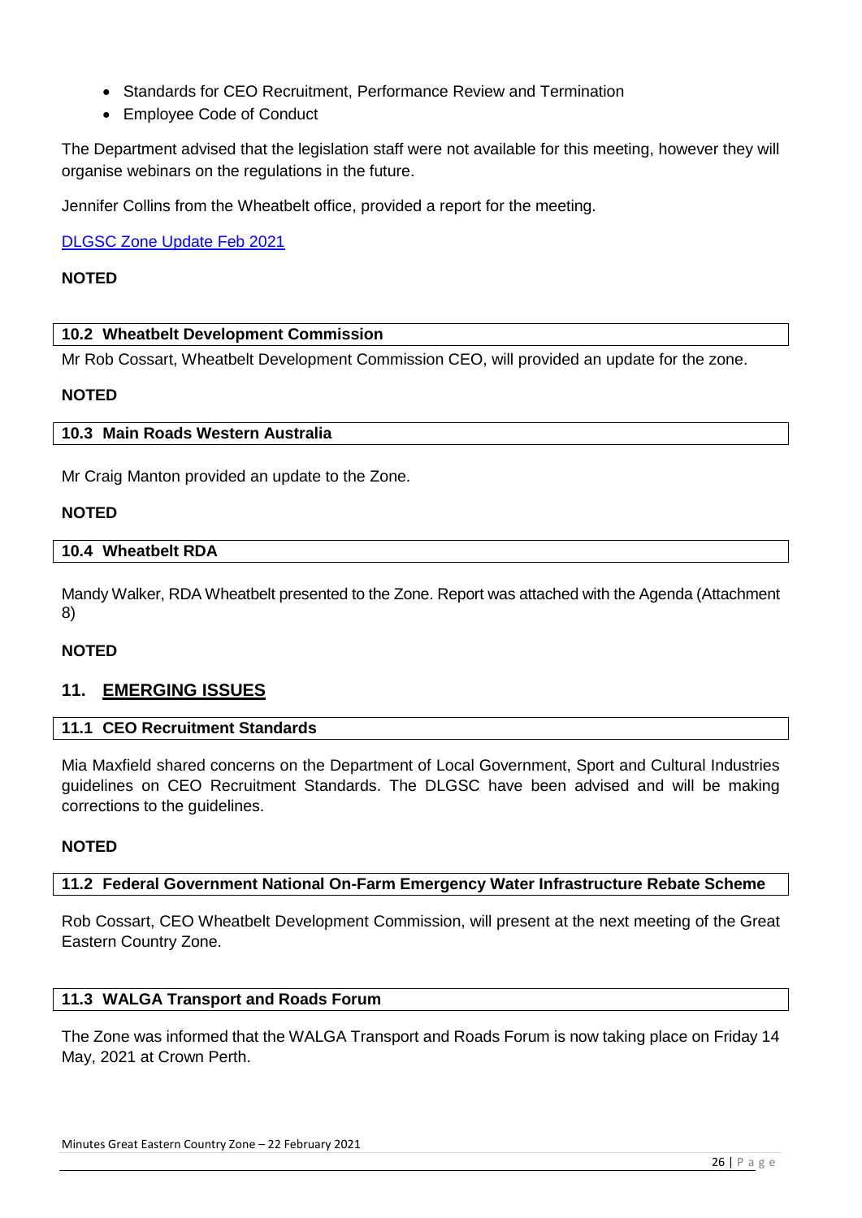- Standards for CEO Recruitment, Performance Review and Termination
- Employee Code of Conduct

The Department advised that the legislation staff were not available for this meeting, however they will organise webinars on the regulations in the future.

Jennifer Collins from the Wheatbelt office, provided a report for the meeting.

DLGSC Zone Update Feb 2021

**NOTED**

### 10.2 Wheatbelt Development Commission

Mr Rob Cossart, Wheatbelt Development Commission CEO, will provided an update for the zone.

**NOTED**

### 10.3 Main Roads Western Australia

Mr Craig Manton provided an update to the Zone.

**NOTED**

### 10.4 Wheatbelt RDA

Mandy Walker, RDA Wheatbelt presented to the Zone. Report was attached with the Agenda (Attachment 8)

**NOTED**

## 11. EMERGING ISSUES

### 11.1 CEO Recruitment Standards

Mia Maxfield shared concerns on the Department of Local Government, Sport and Cultural Industries guidelines on CEO Recruitment Standards. The DLGSC have been advised and will be making corrections to the guidelines.

**NOTED**

### 11.2 Federal Government National On-Farm Emergency Water Infrastructure Rebate Scheme

Rob Cossart, CEO Wheatbelt Development Commission, will present at the next meeting of the Great Eastern Country Zone.

### 11.3 WALGA Transport and Roads Forum

The Zone was informed that the WALGA Transport and Roads Forum is now taking place on Friday 14 May, 2021 at Crown Perth.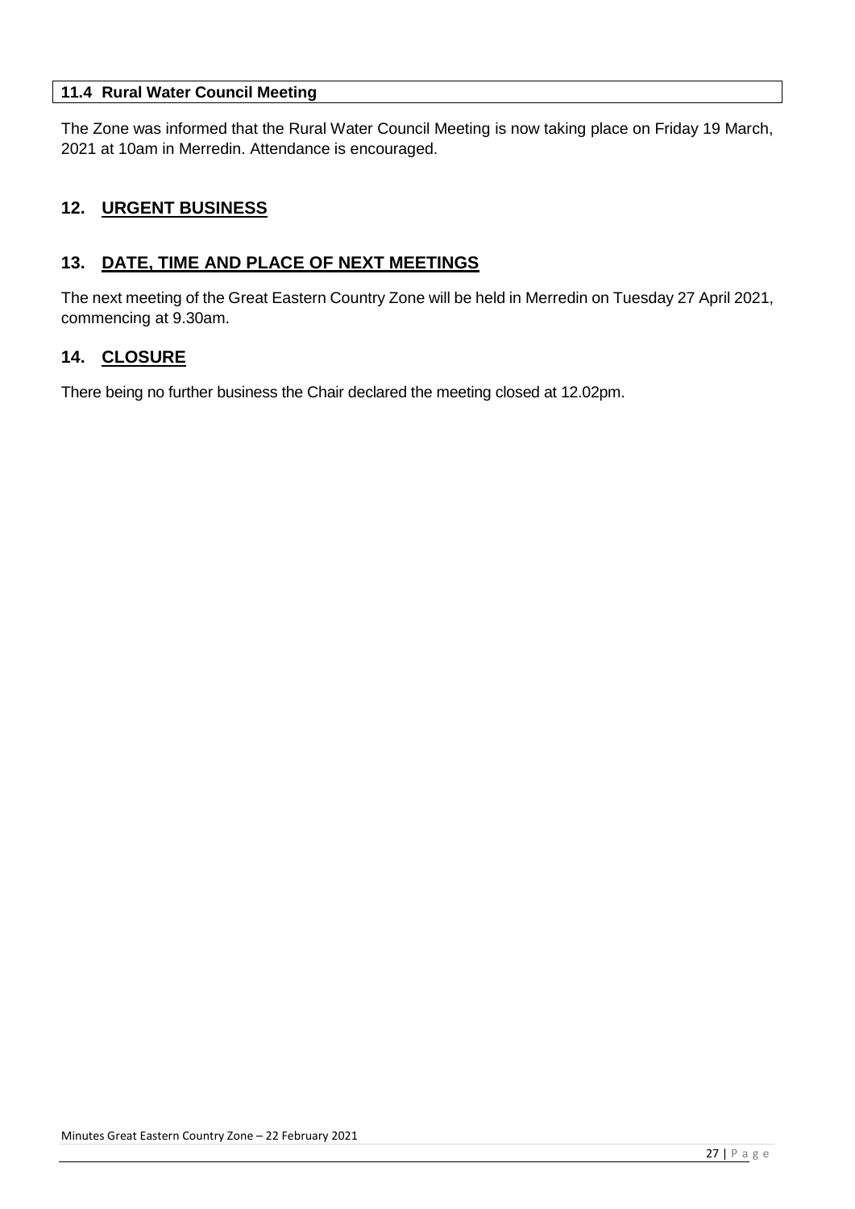**11.4 Rural Water Council Meeting**

The Zone was informed that the Rural Water Council Meeting is now taking place on Friday 19 March, 2021 at 10am in Merredin. Attendance is encouraged.

## 12. URGENT BUSINESS

## 13. DATE, TIME AND PLACE OF NEXT MEETINGS

The next meeting of the Great Eastern Country Zone will be held in Merredin on Tuesday 27 April 2021, commencing at 9.30am.

## 14. CLOSURE

There being no further business the Chair declared the meeting closed at 12.02pm.